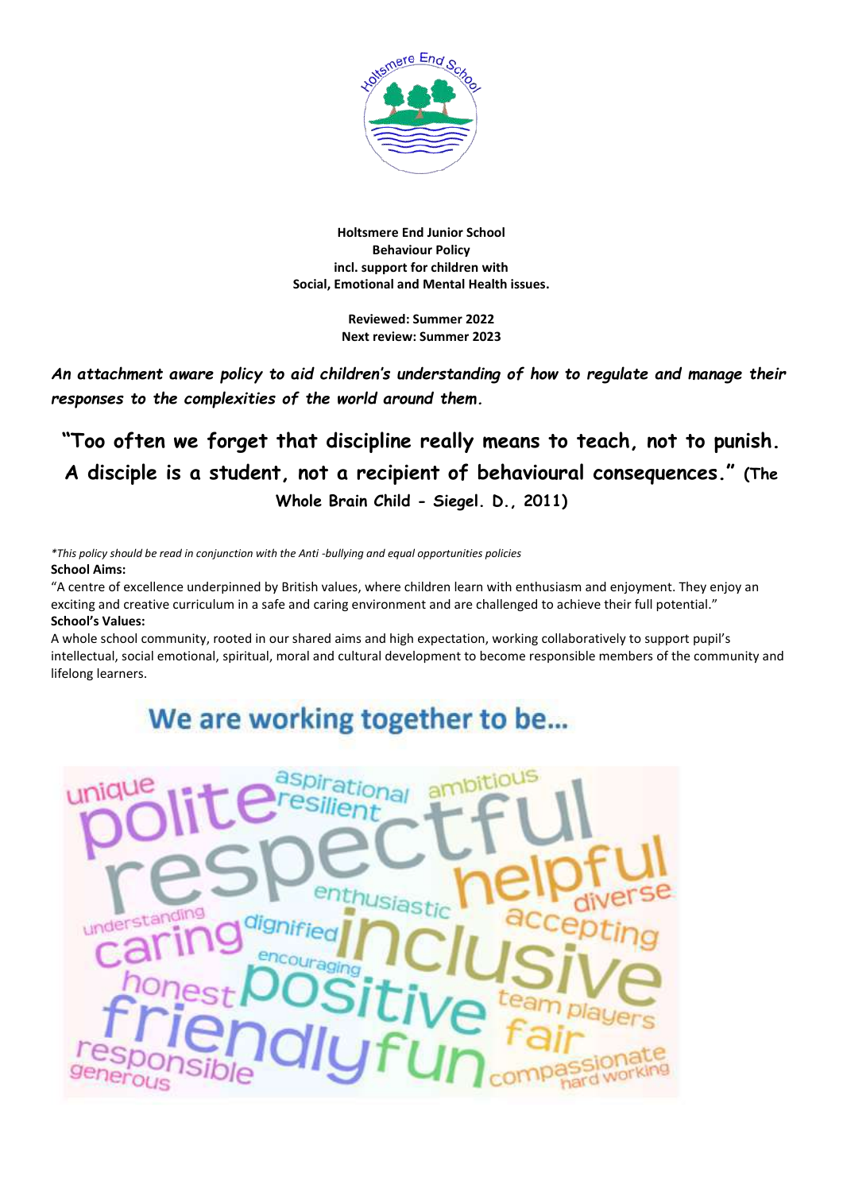**Holtsmere End Junior School**
**Behaviour Policy**
**incl. support for children with**
**Social, Emotional and Mental Health issues.**

**Reviewed: Summer 2022**
**Next review: Summer 2023**

***An attachment aware policy to aid children's understanding of how to regulate and manage their responses to the complexities of the world around them.***

**"Too often we forget that discipline really means to teach, not to punish. A disciple is a student, not a recipient of behavioural consequences." (The Whole Brain Child - Siegel. D., 2011)**

*\*This policy should be read in conjunction with the Anti -bullying and equal opportunities policies*

**School Aims:**

"A centre of excellence underpinned by British values, where children learn with enthusiasm and enjoyment. They enjoy an exciting and creative curriculum in a safe and caring environment and are challenged to achieve their full potential."

**School's Values:**

A whole school community, rooted in our shared aims and high expectation, working collaboratively to support pupil's intellectual, social emotional, spiritual, moral and cultural development to become responsible members of the community and lifelong learners.

## We are working together to be…

unique, polite, aspirational, resilient, ambitious, respectful, helpful, enthusiastic, diverse, understanding, caring, dignified, inclusive, accepting, encouraging, honest, positive, team players, friendly, fun, fair, responsible, generous, compassionate, hard working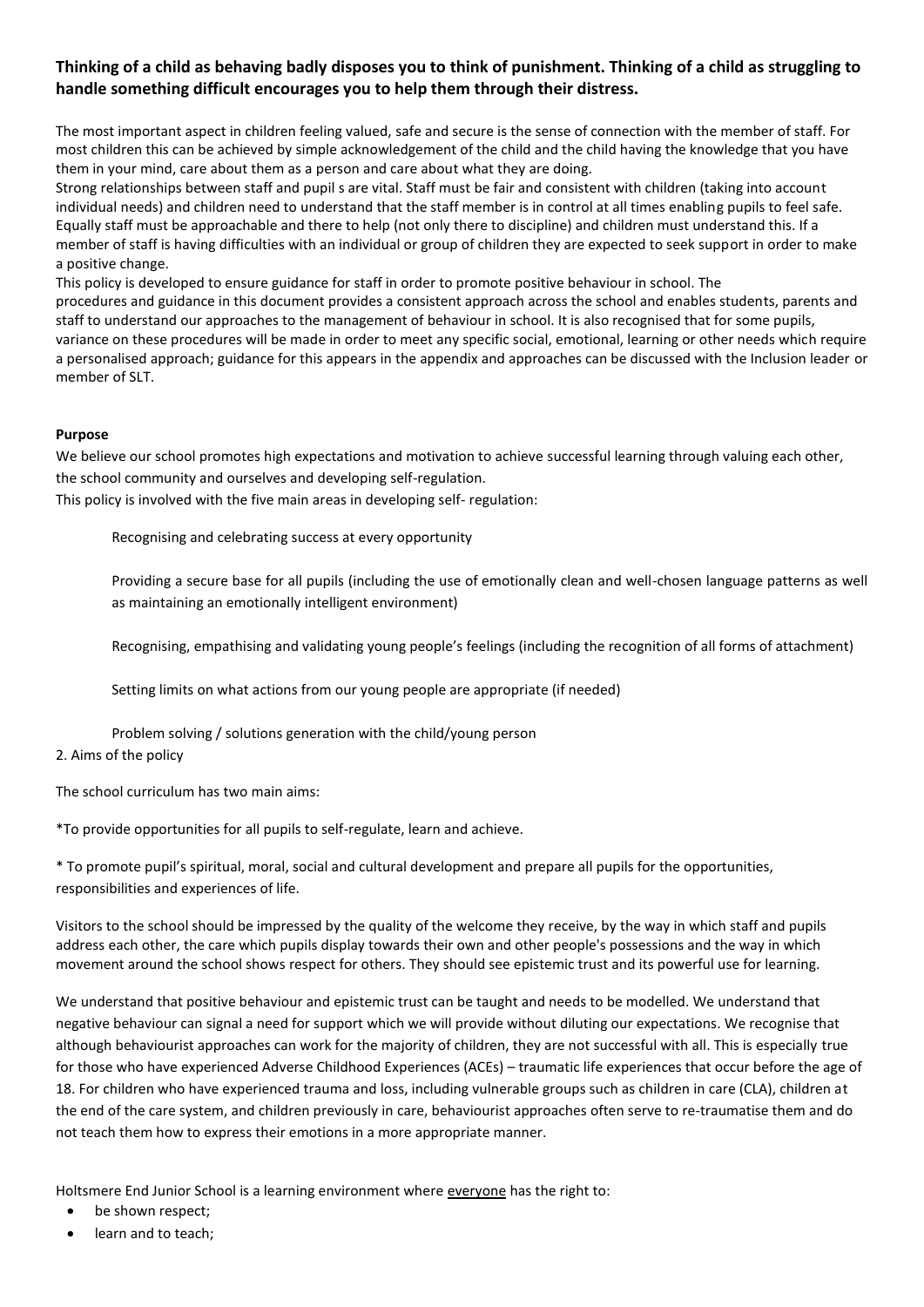**Thinking of a child as behaving badly disposes you to think of punishment. Thinking of a child as struggling to handle something difficult encourages you to help them through their distress.**

The most important aspect in children feeling valued, safe and secure is the sense of connection with the member of staff. For most children this can be achieved by simple acknowledgement of the child and the child having the knowledge that you have them in your mind, care about them as a person and care about what they are doing.
Strong relationships between staff and pupil s are vital. Staff must be fair and consistent with children (taking into account individual needs) and children need to understand that the staff member is in control at all times enabling pupils to feel safe. Equally staff must be approachable and there to help (not only there to discipline) and children must understand this. If a member of staff is having difficulties with an individual or group of children they are expected to seek support in order to make a positive change.
This policy is developed to ensure guidance for staff in order to promote positive behaviour in school. The procedures and guidance in this document provides a consistent approach across the school and enables students, parents and staff to understand our approaches to the management of behaviour in school. It is also recognised that for some pupils, variance on these procedures will be made in order to meet any specific social, emotional, learning or other needs which require a personalised approach; guidance for this appears in the appendix and approaches can be discussed with the Inclusion leader or member of SLT.

**Purpose**

We believe our school promotes high expectations and motivation to achieve successful learning through valuing each other, the school community and ourselves and developing self-regulation.
This policy is involved with the five main areas in developing self- regulation:

Recognising and celebrating success at every opportunity

Providing a secure base for all pupils (including the use of emotionally clean and well-chosen language patterns as well as maintaining an emotionally intelligent environment)

Recognising, empathising and validating young people's feelings (including the recognition of all forms of attachment)

Setting limits on what actions from our young people are appropriate (if needed)

Problem solving / solutions generation with the child/young person

2. Aims of the policy

The school curriculum has two main aims:

*To provide opportunities for all pupils to self-regulate, learn and achieve.

* To promote pupil's spiritual, moral, social and cultural development and prepare all pupils for the opportunities, responsibilities and experiences of life.

Visitors to the school should be impressed by the quality of the welcome they receive, by the way in which staff and pupils address each other, the care which pupils display towards their own and other people's possessions and the way in which movement around the school shows respect for others. They should see epistemic trust and its powerful use for learning.

We understand that positive behaviour and epistemic trust can be taught and needs to be modelled. We understand that negative behaviour can signal a need for support which we will provide without diluting our expectations. We recognise that although behaviourist approaches can work for the majority of children, they are not successful with all. This is especially true for those who have experienced Adverse Childhood Experiences (ACEs) – traumatic life experiences that occur before the age of 18. For children who have experienced trauma and loss, including vulnerable groups such as children in care (CLA), children at the end of the care system, and children previously in care, behaviourist approaches often serve to re-traumatise them and do not teach them how to express their emotions in a more appropriate manner.

Holtsmere End Junior School is a learning environment where everyone has the right to:

- be shown respect;
- learn and to teach;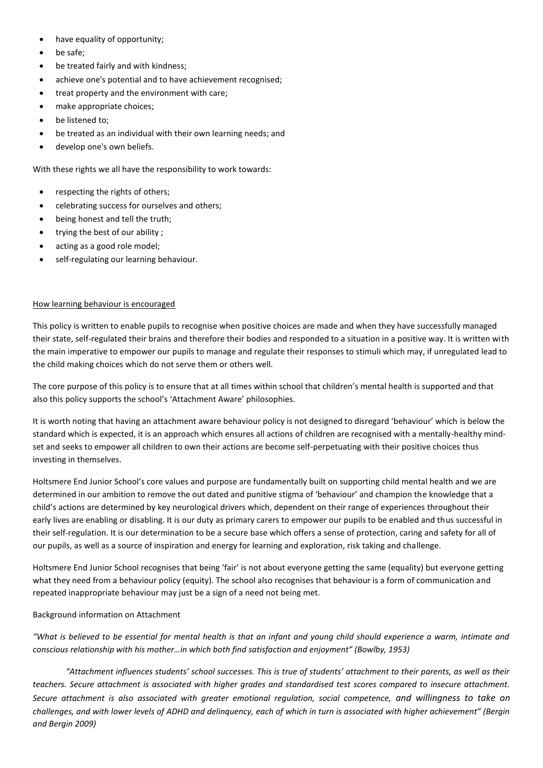- have equality of opportunity;
- be safe;
- be treated fairly and with kindness;
- achieve one's potential and to have achievement recognised;
- treat property and the environment with care;
- make appropriate choices;
- be listened to;
- be treated as an individual with their own learning needs; and
- develop one's own beliefs.

With these rights we all have the responsibility to work towards:

- respecting the rights of others;
- celebrating success for ourselves and others;
- being honest and tell the truth;
- trying the best of our ability ;
- acting as a good role model;
- self-regulating our learning behaviour.

<u>How learning behaviour is encouraged</u>

This policy is written to enable pupils to recognise when positive choices are made and when they have successfully managed their state, self-regulated their brains and therefore their bodies and responded to a situation in a positive way. It is written with the main imperative to empower our pupils to manage and regulate their responses to stimuli which may, if unregulated lead to the child making choices which do not serve them or others well.

The core purpose of this policy is to ensure that at all times within school that children's mental health is supported and that also this policy supports the school's 'Attachment Aware' philosophies.

It is worth noting that having an attachment aware behaviour policy is not designed to disregard 'behaviour' which is below the standard which is expected, it is an approach which ensures all actions of children are recognised with a mentally-healthy mind-set and seeks to empower all children to own their actions are become self-perpetuating with their positive choices thus investing in themselves.

Holtsmere End Junior School's core values and purpose are fundamentally built on supporting child mental health and we are determined in our ambition to remove the out dated and punitive stigma of 'behaviour' and champion the knowledge that a child's actions are determined by key neurological drivers which, dependent on their range of experiences throughout their early lives are enabling or disabling. It is our duty as primary carers to empower our pupils to be enabled and thus successful in their self-regulation. It is our determination to be a secure base which offers a sense of protection, caring and safety for all of our pupils, as well as a source of inspiration and energy for learning and exploration, risk taking and challenge.

Holtsmere End Junior School recognises that being 'fair' is not about everyone getting the same (equality) but everyone getting what they need from a behaviour policy (equity). The school also recognises that behaviour is a form of communication and repeated inappropriate behaviour may just be a sign of a need not being met.

Background information on Attachment

*"What is believed to be essential for mental health is that an infant and young child should experience a warm, intimate and conscious relationship with his mother…in which both find satisfaction and enjoyment" (Bowlby, 1953)*

*"Attachment influences students' school successes. This is true of students' attachment to their parents, as well as their teachers. Secure attachment is associated with higher grades and standardised test scores compared to insecure attachment. Secure attachment is also associated with greater emotional regulation, social competence, and willingness to take on challenges, and with lower levels of ADHD and delinquency, each of which in turn is associated with higher achievement" (Bergin and Bergin 2009)*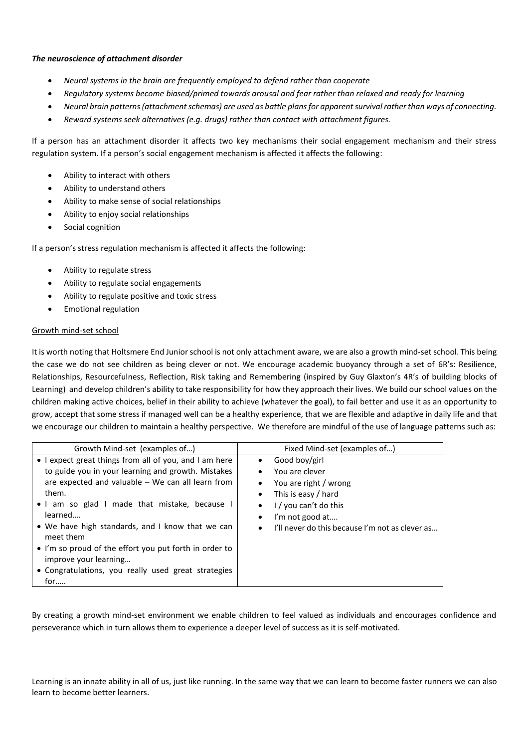***The neuroscience of attachment disorder***

- *Neural systems in the brain are frequently employed to defend rather than cooperate*
- *Regulatory systems become biased/primed towards arousal and fear rather than relaxed and ready for learning*
- *Neural brain patterns (attachment schemas) are used as battle plans for apparent survival rather than ways of connecting.*
- *Reward systems seek alternatives (e.g. drugs) rather than contact with attachment figures.*

If a person has an attachment disorder it affects two key mechanisms their social engagement mechanism and their stress regulation system. If a person's social engagement mechanism is affected it affects the following:

- Ability to interact with others
- Ability to understand others
- Ability to make sense of social relationships
- Ability to enjoy social relationships
- Social cognition

If a person's stress regulation mechanism is affected it affects the following:

- Ability to regulate stress
- Ability to regulate social engagements
- Ability to regulate positive and toxic stress
- Emotional regulation

<u>Growth mind-set school</u>

It is worth noting that Holtsmere End Junior school is not only attachment aware, we are also a growth mind-set school. This being the case we do not see children as being clever or not. We encourage academic buoyancy through a set of 6R's: Resilience, Relationships, Resourcefulness, Reflection, Risk taking and Remembering (inspired by Guy Glaxton's 4R's of building blocks of Learning) and develop children's ability to take responsibility for how they approach their lives. We build our school values on the children making active choices, belief in their ability to achieve (whatever the goal), to fail better and use it as an opportunity to grow, accept that some stress if managed well can be a healthy experience, that we are flexible and adaptive in daily life and that we encourage our children to maintain a healthy perspective. We therefore are mindful of the use of language patterns such as:

| Growth Mind-set (examples of…) | Fixed Mind-set (examples of…) |
|---|---|
| • I expect great things from all of you, and I am here to guide you in your learning and growth. Mistakes are expected and valuable – We can all learn from them.<br>• I am so glad I made that mistake, because I learned….<br>• We have high standards, and I know that we can meet them<br>• I'm so proud of the effort you put forth in order to improve your learning…<br>• Congratulations, you really used great strategies for….. | • Good boy/girl<br>• You are clever<br>• You are right / wrong<br>• This is easy / hard<br>• I / you can't do this<br>• I'm not good at….<br>• I'll never do this because I'm not as clever as… |

By creating a growth mind-set environment we enable children to feel valued as individuals and encourages confidence and perseverance which in turn allows them to experience a deeper level of success as it is self-motivated.

Learning is an innate ability in all of us, just like running. In the same way that we can learn to become faster runners we can also learn to become better learners.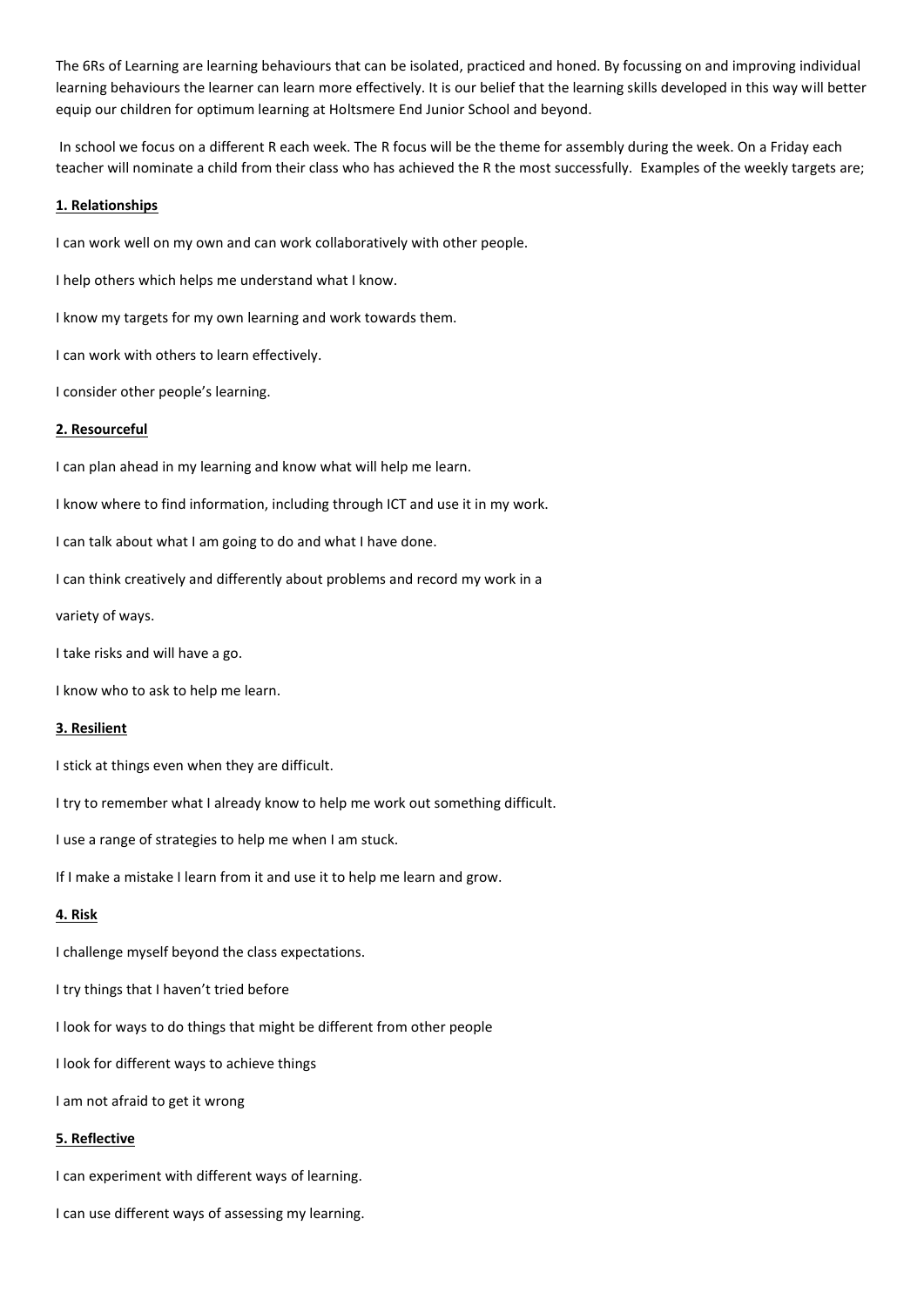The 6Rs of Learning are learning behaviours that can be isolated, practiced and honed. By focussing on and improving individual learning behaviours the learner can learn more effectively. It is our belief that the learning skills developed in this way will better equip our children for optimum learning at Holtsmere End Junior School and beyond.

In school we focus on a different R each week. The R focus will be the theme for assembly during the week. On a Friday each teacher will nominate a child from their class who has achieved the R the most successfully. Examples of the weekly targets are;

**1. Relationships**

I can work well on my own and can work collaboratively with other people.

I help others which helps me understand what I know.

I know my targets for my own learning and work towards them.

I can work with others to learn effectively.

I consider other people's learning.

**2. Resourceful**

I can plan ahead in my learning and know what will help me learn.

I know where to find information, including through ICT and use it in my work.

I can talk about what I am going to do and what I have done.

I can think creatively and differently about problems and record my work in a variety of ways.

I take risks and will have a go.

I know who to ask to help me learn.

**3. Resilient**

I stick at things even when they are difficult.

I try to remember what I already know to help me work out something difficult.

I use a range of strategies to help me when I am stuck.

If I make a mistake I learn from it and use it to help me learn and grow.

**4. Risk**

I challenge myself beyond the class expectations.

I try things that I haven't tried before

I look for ways to do things that might be different from other people

I look for different ways to achieve things

I am not afraid to get it wrong

**5. Reflective**

I can experiment with different ways of learning.

I can use different ways of assessing my learning.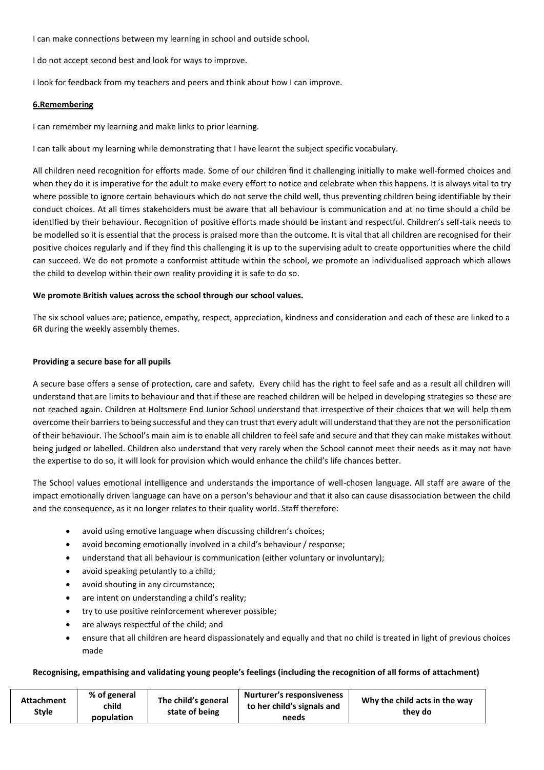I can make connections between my learning in school and outside school.

I do not accept second best and look for ways to improve.

I look for feedback from my teachers and peers and think about how I can improve.

**6.Remembering**

I can remember my learning and make links to prior learning.

I can talk about my learning while demonstrating that I have learnt the subject specific vocabulary.

All children need recognition for efforts made. Some of our children find it challenging initially to make well-formed choices and when they do it is imperative for the adult to make every effort to notice and celebrate when this happens. It is always vital to try where possible to ignore certain behaviours which do not serve the child well, thus preventing children being identifiable by their conduct choices. At all times stakeholders must be aware that all behaviour is communication and at no time should a child be identified by their behaviour. Recognition of positive efforts made should be instant and respectful. Children's self-talk needs to be modelled so it is essential that the process is praised more than the outcome. It is vital that all children are recognised for their positive choices regularly and if they find this challenging it is up to the supervising adult to create opportunities where the child can succeed. We do not promote a conformist attitude within the school, we promote an individualised approach which allows the child to develop within their own reality providing it is safe to do so.

**We promote British values across the school through our school values.**

The six school values are; patience, empathy, respect, appreciation, kindness and consideration and each of these are linked to a 6R during the weekly assembly themes.

**Providing a secure base for all pupils**

A secure base offers a sense of protection, care and safety. Every child has the right to feel safe and as a result all children will understand that are limits to behaviour and that if these are reached children will be helped in developing strategies so these are not reached again. Children at Holtsmere End Junior School understand that irrespective of their choices that we will help them overcome their barriers to being successful and they can trust that every adult will understand that they are not the personification of their behaviour. The School's main aim is to enable all children to feel safe and secure and that they can make mistakes without being judged or labelled. Children also understand that very rarely when the School cannot meet their needs as it may not have the expertise to do so, it will look for provision which would enhance the child's life chances better.

The School values emotional intelligence and understands the importance of well-chosen language. All staff are aware of the impact emotionally driven language can have on a person's behaviour and that it also can cause disassociation between the child and the consequence, as it no longer relates to their quality world. Staff therefore:

- avoid using emotive language when discussing children's choices;
- avoid becoming emotionally involved in a child's behaviour / response;
- understand that all behaviour is communication (either voluntary or involuntary);
- avoid speaking petulantly to a child;
- avoid shouting in any circumstance;
- are intent on understanding a child's reality;
- try to use positive reinforcement wherever possible;
- are always respectful of the child; and
- ensure that all children are heard dispassionately and equally and that no child is treated in light of previous choices made

**Recognising, empathising and validating young people's feelings (including the recognition of all forms of attachment)**

| Attachment Style | % of general child population | The child's general state of being | Nurturer's responsiveness to her child's signals and needs | Why the child acts in the way they do |
|---|---|---|---|---|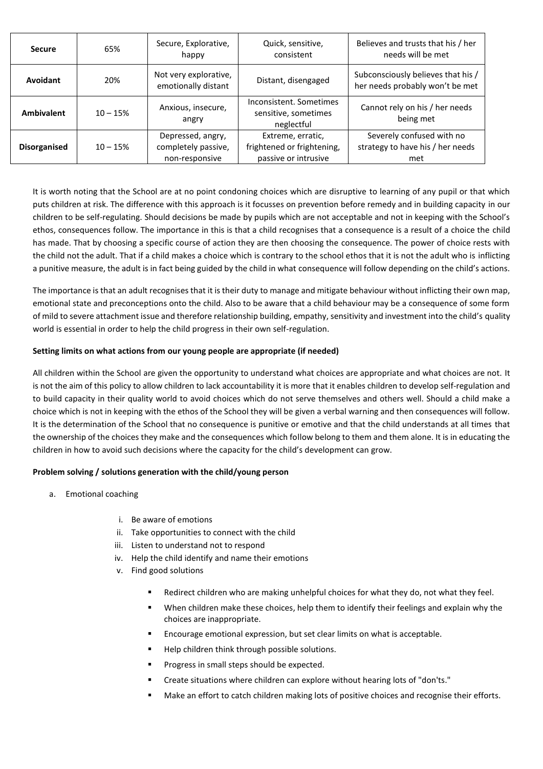| Secure | 65% | Secure, Explorative, happy | Quick, sensitive, consistent | Believes and trusts that his / her needs will be met |
|---|---|---|---|---|
| Avoidant | 20% | Not very explorative, emotionally distant | Distant, disengaged | Subconsciously believes that his / her needs probably won't be met |
| Ambivalent | 10 – 15% | Anxious, insecure, angry | Inconsistent. Sometimes sensitive, sometimes neglectful | Cannot rely on his / her needs being met |
| Disorganised | 10 – 15% | Depressed, angry, completely passive, non-responsive | Extreme, erratic, frightened or frightening, passive or intrusive | Severely confused with no strategy to have his / her needs met |

It is worth noting that the School are at no point condoning choices which are disruptive to learning of any pupil or that which puts children at risk. The difference with this approach is it focusses on prevention before remedy and in building capacity in our children to be self-regulating. Should decisions be made by pupils which are not acceptable and not in keeping with the School's ethos, consequences follow. The importance in this is that a child recognises that a consequence is a result of a choice the child has made. That by choosing a specific course of action they are then choosing the consequence. The power of choice rests with the child not the adult. That if a child makes a choice which is contrary to the school ethos that it is not the adult who is inflicting a punitive measure, the adult is in fact being guided by the child in what consequence will follow depending on the child's actions.

The importance is that an adult recognises that it is their duty to manage and mitigate behaviour without inflicting their own map, emotional state and preconceptions onto the child. Also to be aware that a child behaviour may be a consequence of some form of mild to severe attachment issue and therefore relationship building, empathy, sensitivity and investment into the child's quality world is essential in order to help the child progress in their own self-regulation.

**Setting limits on what actions from our young people are appropriate (if needed)**

All children within the School are given the opportunity to understand what choices are appropriate and what choices are not. It is not the aim of this policy to allow children to lack accountability it is more that it enables children to develop self-regulation and to build capacity in their quality world to avoid choices which do not serve themselves and others well. Should a child make a choice which is not in keeping with the ethos of the School they will be given a verbal warning and then consequences will follow. It is the determination of the School that no consequence is punitive or emotive and that the child understands at all times that the ownership of the choices they make and the consequences which follow belong to them and them alone. It is in educating the children in how to avoid such decisions where the capacity for the child's development can grow.

**Problem solving / solutions generation with the child/young person**

a. Emotional coaching

   i. Be aware of emotions
   ii. Take opportunities to connect with the child
   iii. Listen to understand not to respond
   iv. Help the child identify and name their emotions
   v. Find good solutions

      - Redirect children who are making unhelpful choices for what they do, not what they feel.
      - When children make these choices, help them to identify their feelings and explain why the choices are inappropriate.
      - Encourage emotional expression, but set clear limits on what is acceptable.
      - Help children think through possible solutions.
      - Progress in small steps should be expected.
      - Create situations where children can explore without hearing lots of "don'ts."
      - Make an effort to catch children making lots of positive choices and recognise their efforts.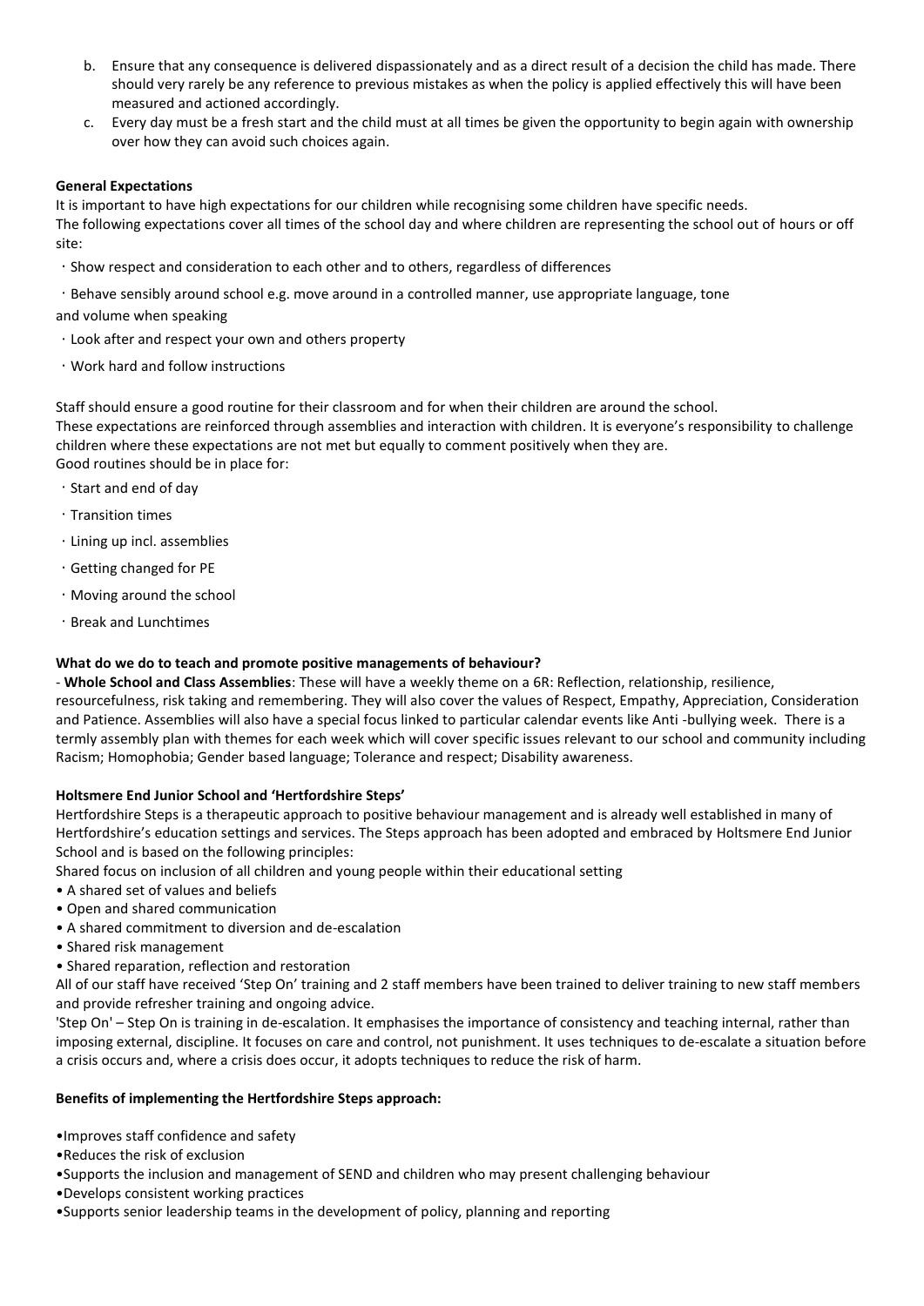b. Ensure that any consequence is delivered dispassionately and as a direct result of a decision the child has made. There should very rarely be any reference to previous mistakes as when the policy is applied effectively this will have been measured and actioned accordingly.
c. Every day must be a fresh start and the child must at all times be given the opportunity to begin again with ownership over how they can avoid such choices again.

**General Expectations**

It is important to have high expectations for our children while recognising some children have specific needs.
The following expectations cover all times of the school day and where children are representing the school out of hours or off site:

- Show respect and consideration to each other and to others, regardless of differences
- Behave sensibly around school e.g. move around in a controlled manner, use appropriate language, tone and volume when speaking
- Look after and respect your own and others property
- Work hard and follow instructions

Staff should ensure a good routine for their classroom and for when their children are around the school.
These expectations are reinforced through assemblies and interaction with children. It is everyone's responsibility to challenge children where these expectations are not met but equally to comment positively when they are.
Good routines should be in place for:

- Start and end of day
- Transition times
- Lining up incl. assemblies
- Getting changed for PE
- Moving around the school
- Break and Lunchtimes

**What do we do to teach and promote positive managements of behaviour?**

- **Whole School and Class Assemblies**: These will have a weekly theme on a 6R: Reflection, relationship, resilience, resourcefulness, risk taking and remembering. They will also cover the values of Respect, Empathy, Appreciation, Consideration and Patience. Assemblies will also have a special focus linked to particular calendar events like Anti -bullying week. There is a termly assembly plan with themes for each week which will cover specific issues relevant to our school and community including Racism; Homophobia; Gender based language; Tolerance and respect; Disability awareness.

**Holtsmere End Junior School and 'Hertfordshire Steps'**

Hertfordshire Steps is a therapeutic approach to positive behaviour management and is already well established in many of Hertfordshire's education settings and services. The Steps approach has been adopted and embraced by Holtsmere End Junior School and is based on the following principles:

Shared focus on inclusion of all children and young people within their educational setting

- A shared set of values and beliefs
- Open and shared communication
- A shared commitment to diversion and de-escalation
- Shared risk management
- Shared reparation, reflection and restoration

All of our staff have received 'Step On' training and 2 staff members have been trained to deliver training to new staff members and provide refresher training and ongoing advice.

'Step On' – Step On is training in de-escalation. It emphasises the importance of consistency and teaching internal, rather than imposing external, discipline. It focuses on care and control, not punishment. It uses techniques to de-escalate a situation before a crisis occurs and, where a crisis does occur, it adopts techniques to reduce the risk of harm.

**Benefits of implementing the Hertfordshire Steps approach:**

- Improves staff confidence and safety
- Reduces the risk of exclusion
- Supports the inclusion and management of SEND and children who may present challenging behaviour
- Develops consistent working practices
- Supports senior leadership teams in the development of policy, planning and reporting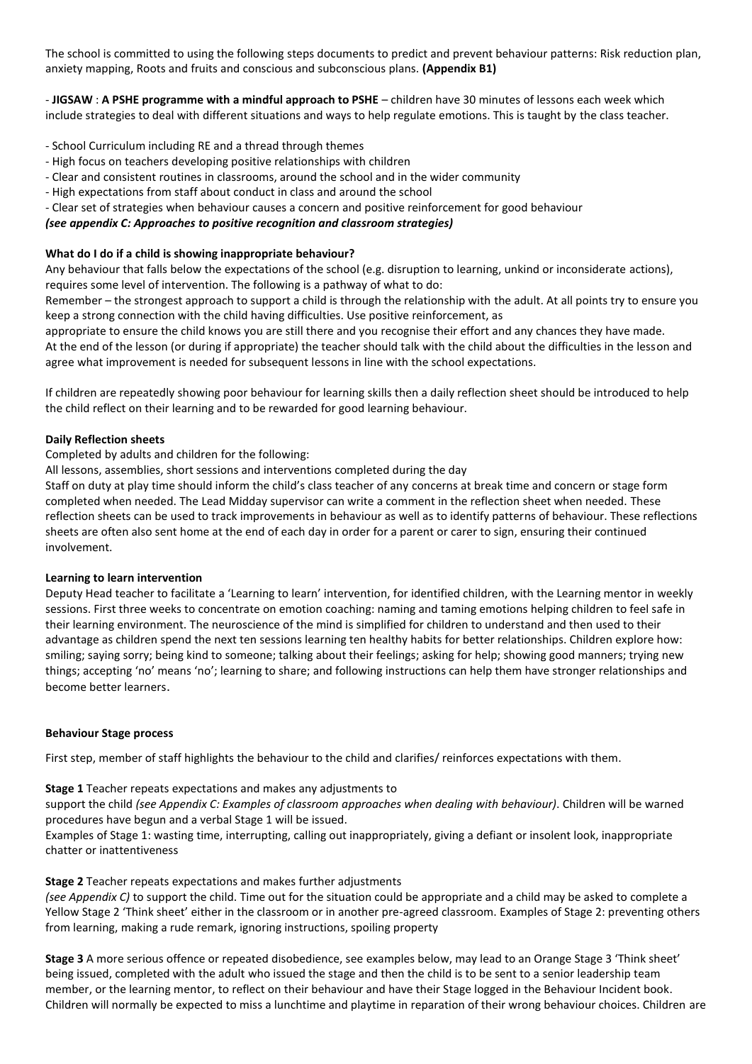The school is committed to using the following steps documents to predict and prevent behaviour patterns: Risk reduction plan, anxiety mapping, Roots and fruits and conscious and subconscious plans. **(Appendix B1)**

- **JIGSAW** : **A PSHE programme with a mindful approach to PSHE** – children have 30 minutes of lessons each week which include strategies to deal with different situations and ways to help regulate emotions. This is taught by the class teacher.

- School Curriculum including RE and a thread through themes
- High focus on teachers developing positive relationships with children
- Clear and consistent routines in classrooms, around the school and in the wider community
- High expectations from staff about conduct in class and around the school
- Clear set of strategies when behaviour causes a concern and positive reinforcement for good behaviour

***(see appendix C: Approaches to positive recognition and classroom strategies)***

**What do I do if a child is showing inappropriate behaviour?**

Any behaviour that falls below the expectations of the school (e.g. disruption to learning, unkind or inconsiderate actions), requires some level of intervention. The following is a pathway of what to do:

Remember – the strongest approach to support a child is through the relationship with the adult. At all points try to ensure you keep a strong connection with the child having difficulties. Use positive reinforcement, as appropriate to ensure the child knows you are still there and you recognise their effort and any chances they have made.

At the end of the lesson (or during if appropriate) the teacher should talk with the child about the difficulties in the lesson and agree what improvement is needed for subsequent lessons in line with the school expectations.

If children are repeatedly showing poor behaviour for learning skills then a daily reflection sheet should be introduced to help the child reflect on their learning and to be rewarded for good learning behaviour.

**Daily Reflection sheets**

Completed by adults and children for the following:

All lessons, assemblies, short sessions and interventions completed during the day

Staff on duty at play time should inform the child's class teacher of any concerns at break time and concern or stage form completed when needed. The Lead Midday supervisor can write a comment in the reflection sheet when needed. These reflection sheets can be used to track improvements in behaviour as well as to identify patterns of behaviour. These reflections sheets are often also sent home at the end of each day in order for a parent or carer to sign, ensuring their continued involvement.

**Learning to learn intervention**

Deputy Head teacher to facilitate a 'Learning to learn' intervention, for identified children, with the Learning mentor in weekly sessions. First three weeks to concentrate on emotion coaching: naming and taming emotions helping children to feel safe in their learning environment. The neuroscience of the mind is simplified for children to understand and then used to their advantage as children spend the next ten sessions learning ten healthy habits for better relationships. Children explore how: smiling; saying sorry; being kind to someone; talking about their feelings; asking for help; showing good manners; trying new things; accepting 'no' means 'no'; learning to share; and following instructions can help them have stronger relationships and become better learners.

**Behaviour Stage process**

First step, member of staff highlights the behaviour to the child and clarifies/ reinforces expectations with them.

**Stage 1** Teacher repeats expectations and makes any adjustments to support the child *(see Appendix C: Examples of classroom approaches when dealing with behaviour)*. Children will be warned procedures have begun and a verbal Stage 1 will be issued.

Examples of Stage 1: wasting time, interrupting, calling out inappropriately, giving a defiant or insolent look, inappropriate chatter or inattentiveness

**Stage 2** Teacher repeats expectations and makes further adjustments *(see Appendix C)* to support the child. Time out for the situation could be appropriate and a child may be asked to complete a Yellow Stage 2 'Think sheet' either in the classroom or in another pre-agreed classroom. Examples of Stage 2: preventing others from learning, making a rude remark, ignoring instructions, spoiling property

**Stage 3** A more serious offence or repeated disobedience, see examples below, may lead to an Orange Stage 3 'Think sheet' being issued, completed with the adult who issued the stage and then the child is to be sent to a senior leadership team member, or the learning mentor, to reflect on their behaviour and have their Stage logged in the Behaviour Incident book. Children will normally be expected to miss a lunchtime and playtime in reparation of their wrong behaviour choices. Children are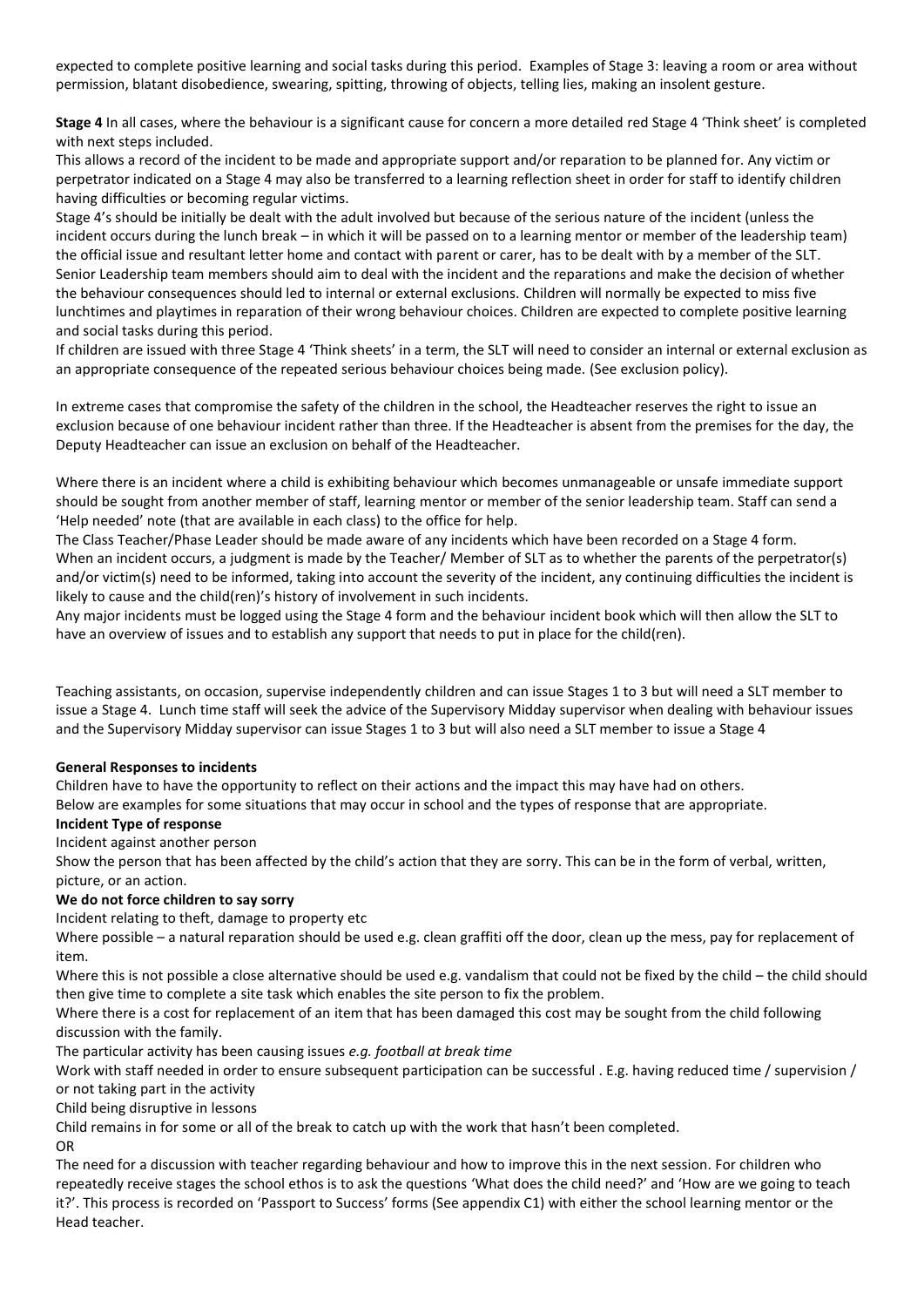expected to complete positive learning and social tasks during this period. Examples of Stage 3: leaving a room or area without permission, blatant disobedience, swearing, spitting, throwing of objects, telling lies, making an insolent gesture.

**Stage 4** In all cases, where the behaviour is a significant cause for concern a more detailed red Stage 4 'Think sheet' is completed with next steps included.

This allows a record of the incident to be made and appropriate support and/or reparation to be planned for. Any victim or perpetrator indicated on a Stage 4 may also be transferred to a learning reflection sheet in order for staff to identify children having difficulties or becoming regular victims.

Stage 4's should be initially be dealt with the adult involved but because of the serious nature of the incident (unless the incident occurs during the lunch break – in which it will be passed on to a learning mentor or member of the leadership team) the official issue and resultant letter home and contact with parent or carer, has to be dealt with by a member of the SLT. Senior Leadership team members should aim to deal with the incident and the reparations and make the decision of whether the behaviour consequences should led to internal or external exclusions. Children will normally be expected to miss five lunchtimes and playtimes in reparation of their wrong behaviour choices. Children are expected to complete positive learning and social tasks during this period.

If children are issued with three Stage 4 'Think sheets' in a term, the SLT will need to consider an internal or external exclusion as an appropriate consequence of the repeated serious behaviour choices being made. (See exclusion policy).

In extreme cases that compromise the safety of the children in the school, the Headteacher reserves the right to issue an exclusion because of one behaviour incident rather than three. If the Headteacher is absent from the premises for the day, the Deputy Headteacher can issue an exclusion on behalf of the Headteacher.

Where there is an incident where a child is exhibiting behaviour which becomes unmanageable or unsafe immediate support should be sought from another member of staff, learning mentor or member of the senior leadership team. Staff can send a 'Help needed' note (that are available in each class) to the office for help.

The Class Teacher/Phase Leader should be made aware of any incidents which have been recorded on a Stage 4 form.

When an incident occurs, a judgment is made by the Teacher/ Member of SLT as to whether the parents of the perpetrator(s) and/or victim(s) need to be informed, taking into account the severity of the incident, any continuing difficulties the incident is likely to cause and the child(ren)'s history of involvement in such incidents.

Any major incidents must be logged using the Stage 4 form and the behaviour incident book which will then allow the SLT to have an overview of issues and to establish any support that needs to put in place for the child(ren).

Teaching assistants, on occasion, supervise independently children and can issue Stages 1 to 3 but will need a SLT member to issue a Stage 4. Lunch time staff will seek the advice of the Supervisory Midday supervisor when dealing with behaviour issues and the Supervisory Midday supervisor can issue Stages 1 to 3 but will also need a SLT member to issue a Stage 4

**General Responses to incidents**

Children have to have the opportunity to reflect on their actions and the impact this may have had on others.

Below are examples for some situations that may occur in school and the types of response that are appropriate.

**Incident Type of response**

Incident against another person

Show the person that has been affected by the child's action that they are sorry. This can be in the form of verbal, written, picture, or an action.

**We do not force children to say sorry**

Incident relating to theft, damage to property etc

Where possible – a natural reparation should be used e.g. clean graffiti off the door, clean up the mess, pay for replacement of item.

Where this is not possible a close alternative should be used e.g. vandalism that could not be fixed by the child – the child should then give time to complete a site task which enables the site person to fix the problem.

Where there is a cost for replacement of an item that has been damaged this cost may be sought from the child following discussion with the family.

The particular activity has been causing issues *e.g. football at break time*

Work with staff needed in order to ensure subsequent participation can be successful . E.g. having reduced time / supervision / or not taking part in the activity

Child being disruptive in lessons

Child remains in for some or all of the break to catch up with the work that hasn't been completed.

OR

The need for a discussion with teacher regarding behaviour and how to improve this in the next session. For children who repeatedly receive stages the school ethos is to ask the questions 'What does the child need?' and 'How are we going to teach it?'. This process is recorded on 'Passport to Success' forms (See appendix C1) with either the school learning mentor or the Head teacher.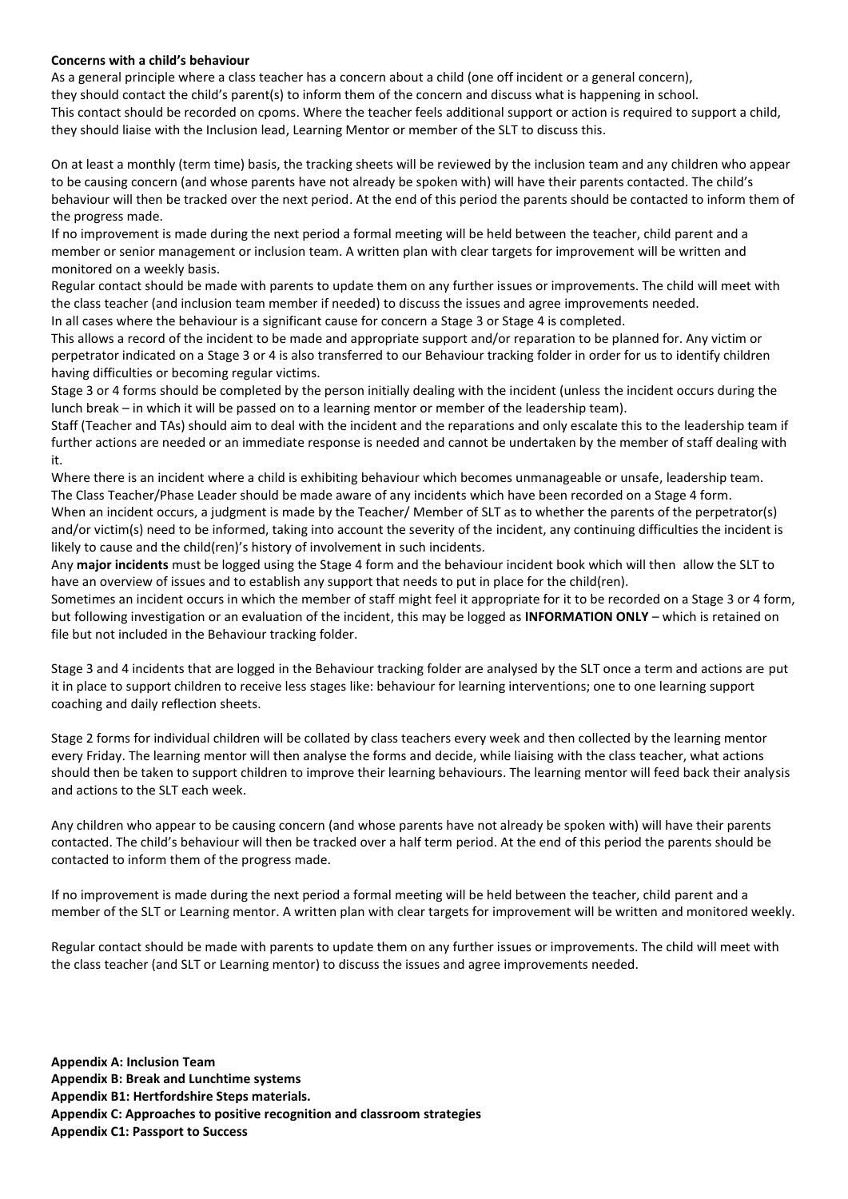**Concerns with a child's behaviour**

As a general principle where a class teacher has a concern about a child (one off incident or a general concern), they should contact the child's parent(s) to inform them of the concern and discuss what is happening in school. This contact should be recorded on cpoms. Where the teacher feels additional support or action is required to support a child, they should liaise with the Inclusion lead, Learning Mentor or member of the SLT to discuss this.

On at least a monthly (term time) basis, the tracking sheets will be reviewed by the inclusion team and any children who appear to be causing concern (and whose parents have not already be spoken with) will have their parents contacted. The child's behaviour will then be tracked over the next period. At the end of this period the parents should be contacted to inform them of the progress made.

If no improvement is made during the next period a formal meeting will be held between the teacher, child parent and a member or senior management or inclusion team. A written plan with clear targets for improvement will be written and monitored on a weekly basis.

Regular contact should be made with parents to update them on any further issues or improvements. The child will meet with the class teacher (and inclusion team member if needed) to discuss the issues and agree improvements needed.

In all cases where the behaviour is a significant cause for concern a Stage 3 or Stage 4 is completed.

This allows a record of the incident to be made and appropriate support and/or reparation to be planned for. Any victim or perpetrator indicated on a Stage 3 or 4 is also transferred to our Behaviour tracking folder in order for us to identify children having difficulties or becoming regular victims.

Stage 3 or 4 forms should be completed by the person initially dealing with the incident (unless the incident occurs during the lunch break – in which it will be passed on to a learning mentor or member of the leadership team).

Staff (Teacher and TAs) should aim to deal with the incident and the reparations and only escalate this to the leadership team if further actions are needed or an immediate response is needed and cannot be undertaken by the member of staff dealing with it.

Where there is an incident where a child is exhibiting behaviour which becomes unmanageable or unsafe, leadership team.

The Class Teacher/Phase Leader should be made aware of any incidents which have been recorded on a Stage 4 form.

When an incident occurs, a judgment is made by the Teacher/ Member of SLT as to whether the parents of the perpetrator(s) and/or victim(s) need to be informed, taking into account the severity of the incident, any continuing difficulties the incident is likely to cause and the child(ren)'s history of involvement in such incidents.

Any **major incidents** must be logged using the Stage 4 form and the behaviour incident book which will then allow the SLT to have an overview of issues and to establish any support that needs to put in place for the child(ren).

Sometimes an incident occurs in which the member of staff might feel it appropriate for it to be recorded on a Stage 3 or 4 form, but following investigation or an evaluation of the incident, this may be logged as **INFORMATION ONLY** – which is retained on file but not included in the Behaviour tracking folder.

Stage 3 and 4 incidents that are logged in the Behaviour tracking folder are analysed by the SLT once a term and actions are put it in place to support children to receive less stages like: behaviour for learning interventions; one to one learning support coaching and daily reflection sheets.

Stage 2 forms for individual children will be collated by class teachers every week and then collected by the learning mentor every Friday. The learning mentor will then analyse the forms and decide, while liaising with the class teacher, what actions should then be taken to support children to improve their learning behaviours. The learning mentor will feed back their analysis and actions to the SLT each week.

Any children who appear to be causing concern (and whose parents have not already be spoken with) will have their parents contacted. The child's behaviour will then be tracked over a half term period. At the end of this period the parents should be contacted to inform them of the progress made.

If no improvement is made during the next period a formal meeting will be held between the teacher, child parent and a member of the SLT or Learning mentor. A written plan with clear targets for improvement will be written and monitored weekly.

Regular contact should be made with parents to update them on any further issues or improvements. The child will meet with the class teacher (and SLT or Learning mentor) to discuss the issues and agree improvements needed.

**Appendix A: Inclusion Team**
**Appendix B: Break and Lunchtime systems**
**Appendix B1: Hertfordshire Steps materials.**
**Appendix C: Approaches to positive recognition and classroom strategies**
**Appendix C1: Passport to Success**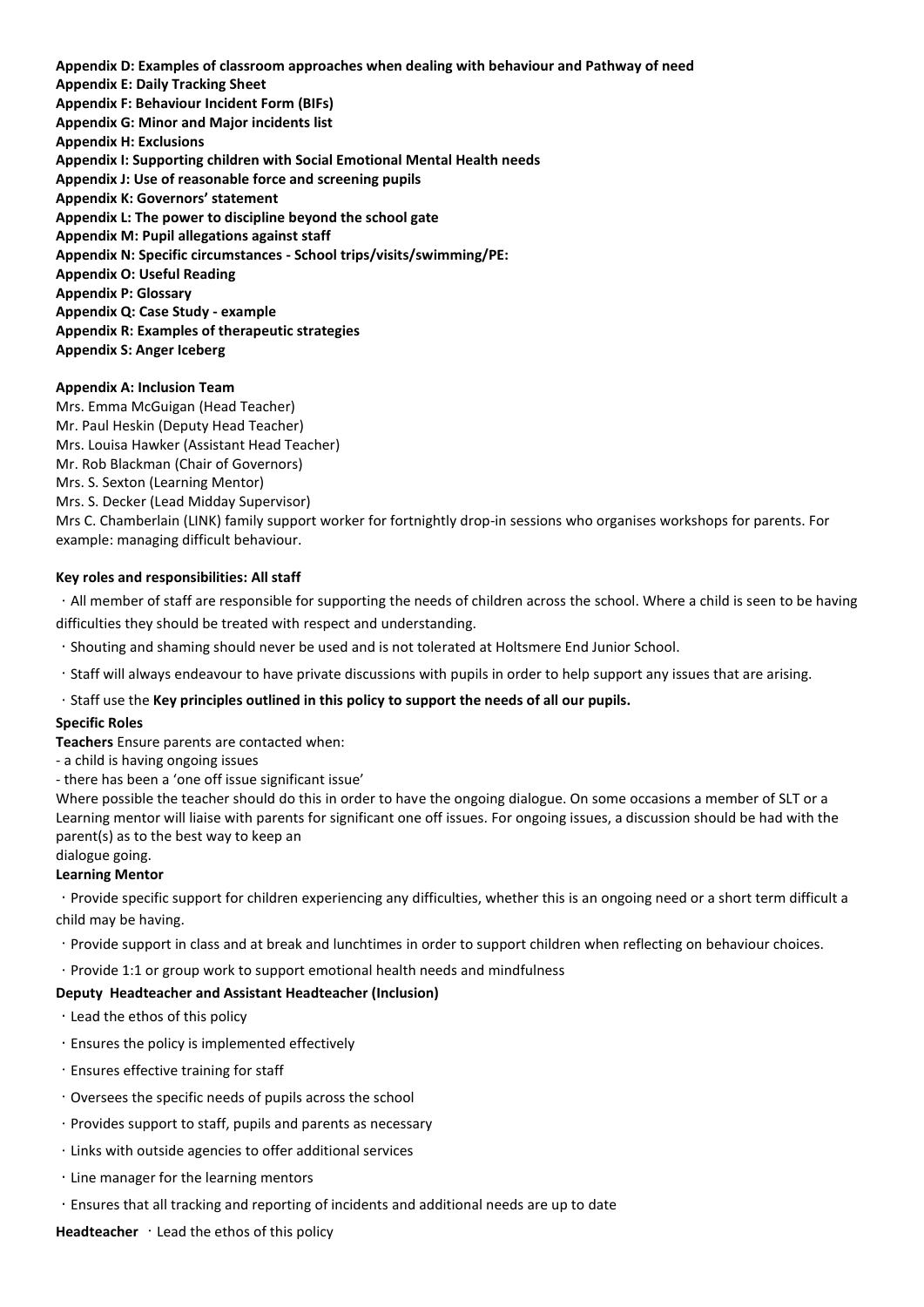**Appendix D: Examples of classroom approaches when dealing with behaviour and Pathway of need**
**Appendix E: Daily Tracking Sheet**
**Appendix F: Behaviour Incident Form (BIFs)**
**Appendix G: Minor and Major incidents list**
**Appendix H: Exclusions**
**Appendix I: Supporting children with Social Emotional Mental Health needs**
**Appendix J: Use of reasonable force and screening pupils**
**Appendix K: Governors' statement**
**Appendix L: The power to discipline beyond the school gate**
**Appendix M: Pupil allegations against staff**
**Appendix N: Specific circumstances - School trips/visits/swimming/PE:**
**Appendix O: Useful Reading**
**Appendix P: Glossary**
**Appendix Q: Case Study - example**
**Appendix R: Examples of therapeutic strategies**
**Appendix S: Anger Iceberg**

**Appendix A: Inclusion Team**

Mrs. Emma McGuigan (Head Teacher)
Mr. Paul Heskin (Deputy Head Teacher)
Mrs. Louisa Hawker (Assistant Head Teacher)
Mr. Rob Blackman (Chair of Governors)
Mrs. S. Sexton (Learning Mentor)
Mrs. S. Decker (Lead Midday Supervisor)
Mrs C. Chamberlain (LINK) family support worker for fortnightly drop-in sessions who organises workshops for parents. For example: managing difficult behaviour.

**Key roles and responsibilities: All staff**

- All member of staff are responsible for supporting the needs of children across the school. Where a child is seen to be having difficulties they should be treated with respect and understanding.
- Shouting and shaming should never be used and is not tolerated at Holtsmere End Junior School.
- Staff will always endeavour to have private discussions with pupils in order to help support any issues that are arising.
- Staff use the **Key principles outlined in this policy to support the needs of all our pupils.**

**Specific Roles**

**Teachers** Ensure parents are contacted when:
- a child is having ongoing issues
- there has been a 'one off issue significant issue'

Where possible the teacher should do this in order to have the ongoing dialogue. On some occasions a member of SLT or a Learning mentor will liaise with parents for significant one off issues. For ongoing issues, a discussion should be had with the parent(s) as to the best way to keep an
dialogue going.

**Learning Mentor**

- Provide specific support for children experiencing any difficulties, whether this is an ongoing need or a short term difficult a child may be having.
- Provide support in class and at break and lunchtimes in order to support children when reflecting on behaviour choices.
- Provide 1:1 or group work to support emotional health needs and mindfulness

**Deputy Headteacher and Assistant Headteacher (Inclusion)**

- Lead the ethos of this policy
- Ensures the policy is implemented effectively
- Ensures effective training for staff
- Oversees the specific needs of pupils across the school
- Provides support to staff, pupils and parents as necessary
- Links with outside agencies to offer additional services
- Line manager for the learning mentors
- Ensures that all tracking and reporting of incidents and additional needs are up to date

**Headteacher**
- Lead the ethos of this policy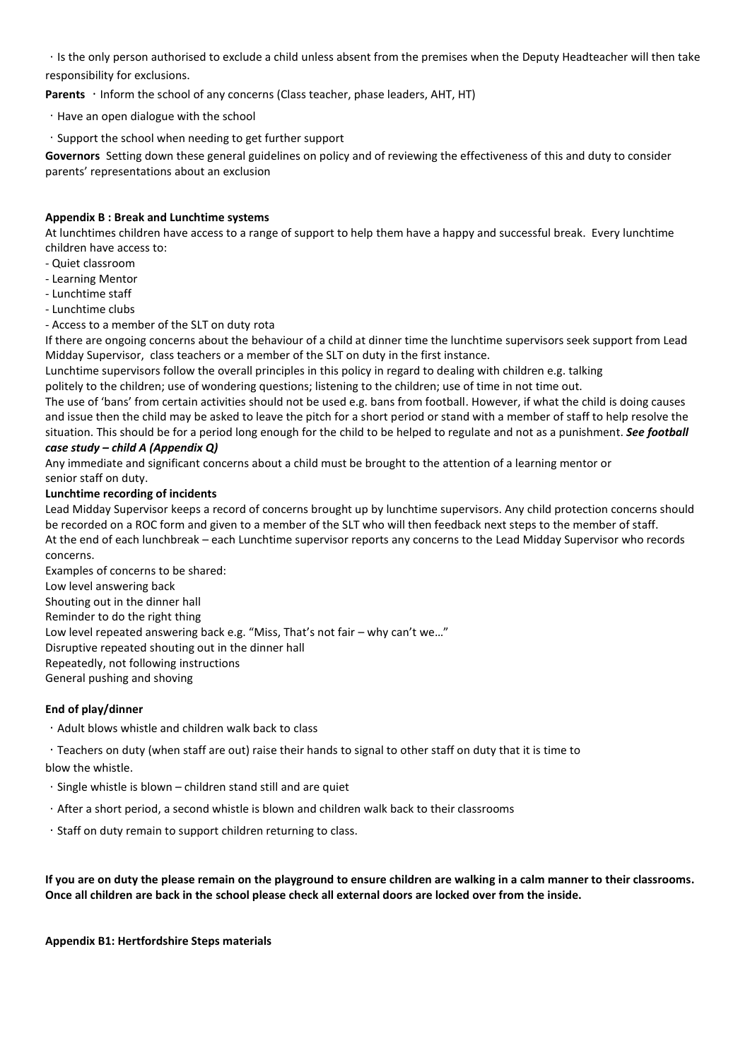· Is the only person authorised to exclude a child unless absent from the premises when the Deputy Headteacher will then take responsibility for exclusions.

**Parents** · Inform the school of any concerns (Class teacher, phase leaders, AHT, HT)

· Have an open dialogue with the school

· Support the school when needing to get further support

**Governors** Setting down these general guidelines on policy and of reviewing the effectiveness of this and duty to consider parents' representations about an exclusion

**Appendix B : Break and Lunchtime systems**

At lunchtimes children have access to a range of support to help them have a happy and successful break. Every lunchtime children have access to:

- Quiet classroom
- Learning Mentor
- Lunchtime staff
- Lunchtime clubs
- Access to a member of the SLT on duty rota

If there are ongoing concerns about the behaviour of a child at dinner time the lunchtime supervisors seek support from Lead Midday Supervisor, class teachers or a member of the SLT on duty in the first instance.

Lunchtime supervisors follow the overall principles in this policy in regard to dealing with children e.g. talking politely to the children; use of wondering questions; listening to the children; use of time in not time out.

The use of 'bans' from certain activities should not be used e.g. bans from football. However, if what the child is doing causes and issue then the child may be asked to leave the pitch for a short period or stand with a member of staff to help resolve the situation. This should be for a period long enough for the child to be helped to regulate and not as a punishment. ***See football case study – child A (Appendix Q)***

Any immediate and significant concerns about a child must be brought to the attention of a learning mentor or senior staff on duty.

**Lunchtime recording of incidents**

Lead Midday Supervisor keeps a record of concerns brought up by lunchtime supervisors. Any child protection concerns should be recorded on a ROC form and given to a member of the SLT who will then feedback next steps to the member of staff.

At the end of each lunchbreak – each Lunchtime supervisor reports any concerns to the Lead Midday Supervisor who records concerns.

Examples of concerns to be shared:

Low level answering back

Shouting out in the dinner hall

Reminder to do the right thing

Low level repeated answering back e.g. "Miss, That's not fair – why can't we…"

Disruptive repeated shouting out in the dinner hall

Repeatedly, not following instructions

General pushing and shoving

**End of play/dinner**

· Adult blows whistle and children walk back to class

· Teachers on duty (when staff are out) raise their hands to signal to other staff on duty that it is time to blow the whistle.

· Single whistle is blown – children stand still and are quiet

· After a short period, a second whistle is blown and children walk back to their classrooms

· Staff on duty remain to support children returning to class.

**If you are on duty the please remain on the playground to ensure children are walking in a calm manner to their classrooms. Once all children are back in the school please check all external doors are locked over from the inside.**

**Appendix B1: Hertfordshire Steps materials**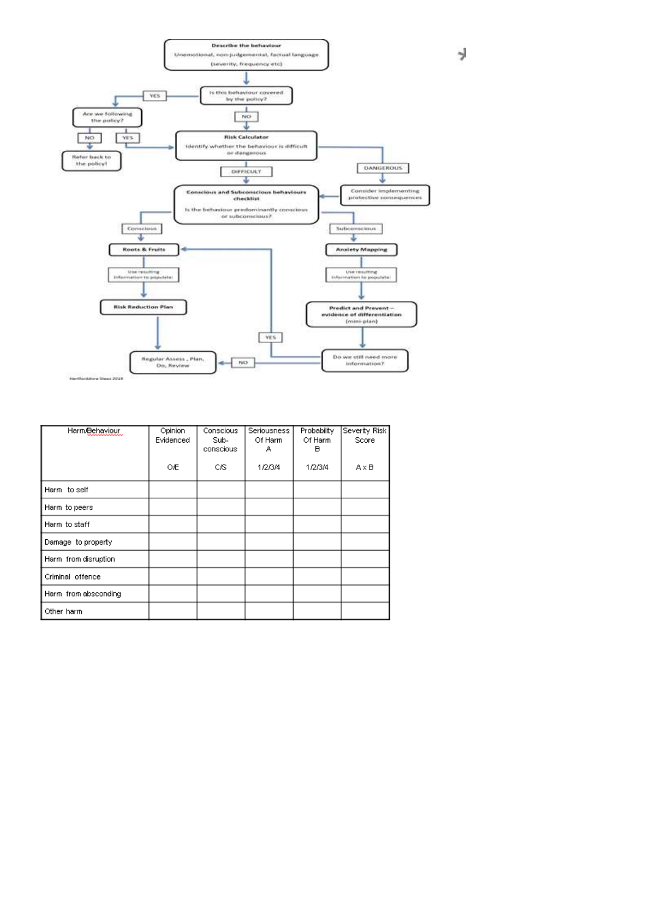Describe the behaviour

Unemotional, non-judgemental, factual language

(severity, frequency etc)

Is this behaviour covered by the policy?

YES → Are we following the policy?
- NO → Refer back to the policy!
- YES → Risk Calculator

NO → Risk Calculator

Risk Calculator

Identify whether the behaviour is difficult or dangerous

DANGEROUS → Consider implementing protective consequences

DIFFICULT → Conscious and Subconscious behaviours checklist

Is the behaviour predominantly conscious or subconscious?

Conscious → Roots & Fruits → Use resulting information to populate: → Risk Reduction Plan → Regular Assess, Plan, Do, Review

Subconscious → Anxiety Mapping → Use resulting information to populate: → Predict and Prevent – evidence of differentiation (mini-plan) → Do we still need more information?

- YES → Roots & Fruits
- NO → Regular Assess, Plan, Do, Review

Hertfordshire Steps 2019

| Harm/Behaviour | Opinion Evidenced<br><br>O/E | Conscious Sub-conscious<br><br>C/S | Seriousness Of Harm A<br><br>1/2/3/4 | Probability Of Harm B<br><br>1/2/3/4 | Severity Risk Score<br><br>A x B |
|---|---|---|---|---|---|
| Harm to self | | | | | |
| Harm to peers | | | | | |
| Harm to staff | | | | | |
| Damage to property | | | | | |
| Harm from disruption | | | | | |
| Criminal offence | | | | | |
| Harm from absconding | | | | | |
| Other harm | | | | | |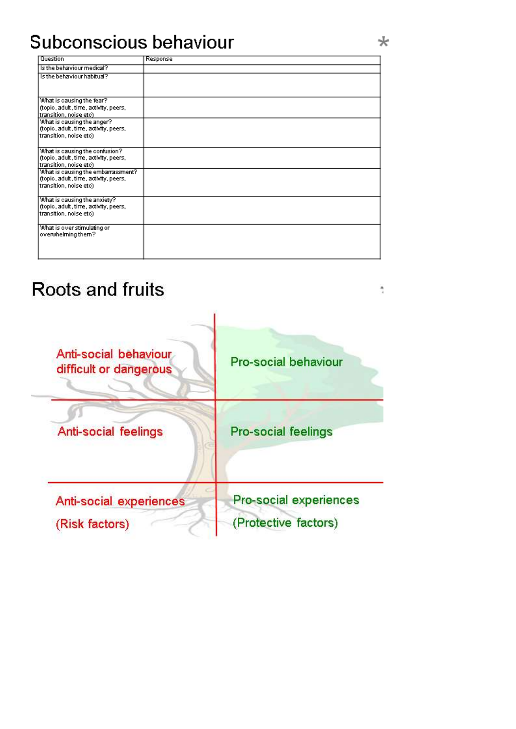# Subconscious behaviour

| Question | Response |
|---|---|
| Is the behaviour medical? | |
| Is the behaviour habitual? | |
| What is causing the fear? (topic, adult, time, activity, peers, transition, noise etc) | |
| What is causing the anger? (topic, adult, time, activity, peers, transition, noise etc) | |
| What is causing the confusion? (topic, adult, time, activity, peers, transition, noise etc) | |
| What is causing the embarrassment? (topic, adult, time, activity, peers, transition, noise etc) | |
| What is causing the anxiety? (topic, adult, time, activity, peers, transition, noise etc) | |
| What is over stimulating or overwhelming them? | |

# Roots and fruits

| | |
|---|---|
| Anti-social behaviour difficult or dangerous | Pro-social behaviour |
| Anti-social feelings | Pro-social feelings |
| Anti-social experiences (Risk factors) | Pro-social experiences (Protective factors) |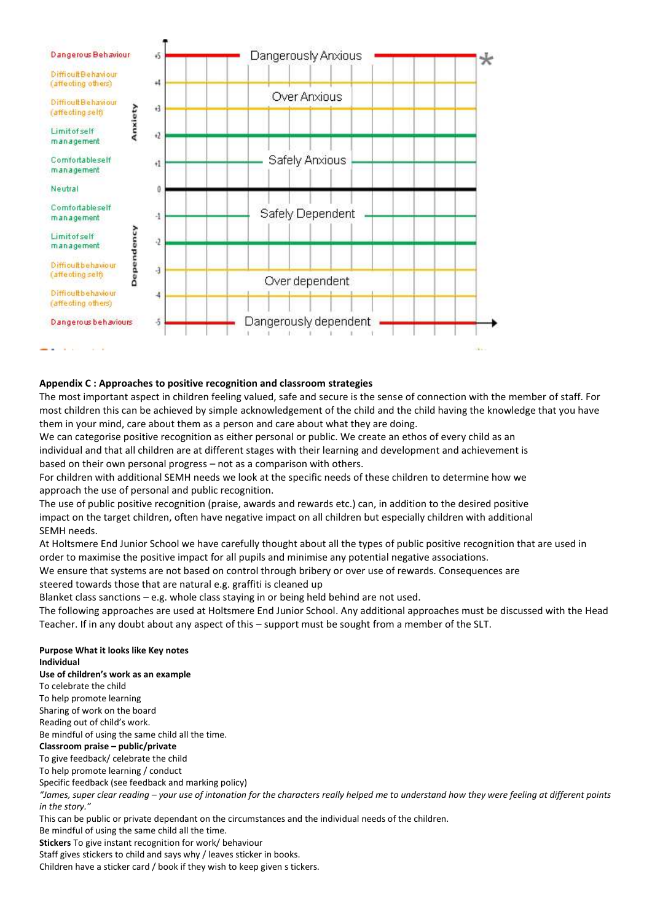| | | | |
|---|---|---|---|
| Dangerous Behaviour | | +5 | Dangerously Anxious |
| Difficult Behaviour (affecting others) | | +4 | |
| Difficult Behaviour (affecting self) | Anxiety | +3 | Over Anxious |
| Limit of self management | | +2 | |
| Comfortable self management | | +1 | Safely Anxious |
| Neutral | | 0 | |
| Comfortable self management | | -1 | Safely Dependent |
| Limit of self management | Dependency | -2 | |
| Difficult behaviour (affecting self) | | -3 | Over dependent |
| Difficult behaviour (affecting others) | | -4 | |
| Dangerous behaviours | | -5 | Dangerously dependent |

**Appendix C : Approaches to positive recognition and classroom strategies**

The most important aspect in children feeling valued, safe and secure is the sense of connection with the member of staff. For most children this can be achieved by simple acknowledgement of the child and the child having the knowledge that you have them in your mind, care about them as a person and care about what they are doing.

We can categorise positive recognition as either personal or public. We create an ethos of every child as an individual and that all children are at different stages with their learning and development and achievement is based on their own personal progress – not as a comparison with others.

For children with additional SEMH needs we look at the specific needs of these children to determine how we approach the use of personal and public recognition.

The use of public positive recognition (praise, awards and rewards etc.) can, in addition to the desired positive impact on the target children, often have negative impact on all children but especially children with additional SEMH needs.

At Holtsmere End Junior School we have carefully thought about all the types of public positive recognition that are used in order to maximise the positive impact for all pupils and minimise any potential negative associations.

We ensure that systems are not based on control through bribery or over use of rewards. Consequences are steered towards those that are natural e.g. graffiti is cleaned up

Blanket class sanctions – e.g. whole class staying in or being held behind are not used.

The following approaches are used at Holtsmere End Junior School. Any additional approaches must be discussed with the Head Teacher. If in any doubt about any aspect of this – support must be sought from a member of the SLT.

**Purpose What it looks like Key notes**

**Individual**

**Use of children's work as an example**

To celebrate the child

To help promote learning

Sharing of work on the board

Reading out of child's work.

Be mindful of using the same child all the time.

**Classroom praise – public/private**

To give feedback/ celebrate the child

To help promote learning / conduct

Specific feedback (see feedback and marking policy)

*"James, super clear reading – your use of intonation for the characters really helped me to understand how they were feeling at different points in the story."*

This can be public or private dependant on the circumstances and the individual needs of the children.

Be mindful of using the same child all the time.

**Stickers** To give instant recognition for work/ behaviour

Staff gives stickers to child and says why / leaves sticker in books.

Children have a sticker card / book if they wish to keep given s tickers.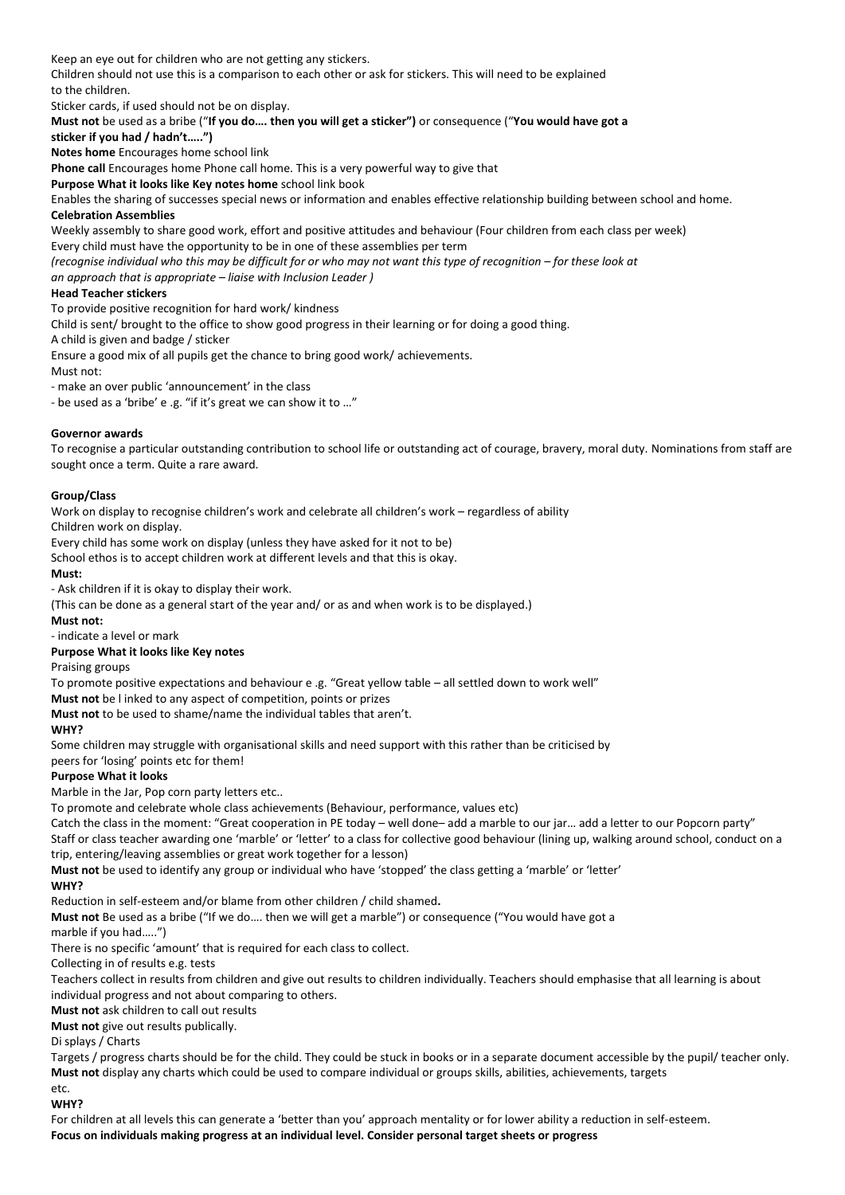Keep an eye out for children who are not getting any stickers.

Children should not use this is a comparison to each other or ask for stickers. This will need to be explained to the children.

Sticker cards, if used should not be on display.

**Must not** be used as a bribe ("**If you do…. then you will get a sticker")** or consequence ("**You would have got a sticker if you had / hadn't…..")**

**Notes home** Encourages home school link

**Phone call** Encourages home Phone call home. This is a very powerful way to give that

**Purpose What it looks like Key notes home** school link book

Enables the sharing of successes special news or information and enables effective relationship building between school and home.

**Celebration Assemblies**

Weekly assembly to share good work, effort and positive attitudes and behaviour (Four children from each class per week)

Every child must have the opportunity to be in one of these assemblies per term

*(recognise individual who this may be difficult for or who may not want this type of recognition – for these look at an approach that is appropriate – liaise with Inclusion Leader )*

**Head Teacher stickers**

To provide positive recognition for hard work/ kindness

Child is sent/ brought to the office to show good progress in their learning or for doing a good thing.

A child is given and badge / sticker

Ensure a good mix of all pupils get the chance to bring good work/ achievements.

Must not:

- make an over public 'announcement' in the class
- be used as a 'bribe' e .g. "if it's great we can show it to …"

**Governor awards**

To recognise a particular outstanding contribution to school life or outstanding act of courage, bravery, moral duty. Nominations from staff are sought once a term. Quite a rare award.

**Group/Class**

Work on display to recognise children's work and celebrate all children's work – regardless of ability

Children work on display.

Every child has some work on display (unless they have asked for it not to be)

School ethos is to accept children work at different levels and that this is okay.

**Must:**

- Ask children if it is okay to display their work.

(This can be done as a general start of the year and/ or as and when work is to be displayed.)

**Must not:**

- indicate a level or mark

**Purpose What it looks like Key notes**

Praising groups

To promote positive expectations and behaviour e .g. "Great yellow table – all settled down to work well"

**Must not** be l inked to any aspect of competition, points or prizes

**Must not** to be used to shame/name the individual tables that aren't.

**WHY?**

Some children may struggle with organisational skills and need support with this rather than be criticised by peers for 'losing' points etc for them!

**Purpose What it looks**

Marble in the Jar, Pop corn party letters etc..

To promote and celebrate whole class achievements (Behaviour, performance, values etc)

Catch the class in the moment: "Great cooperation in PE today – well done– add a marble to our jar… add a letter to our Popcorn party"

Staff or class teacher awarding one 'marble' or 'letter' to a class for collective good behaviour (lining up, walking around school, conduct on a trip, entering/leaving assemblies or great work together for a lesson)

**Must not** be used to identify any group or individual who have 'stopped' the class getting a 'marble' or 'letter'

**WHY?**

Reduction in self-esteem and/or blame from other children / child shamed**.**

**Must not** Be used as a bribe ("If we do…. then we will get a marble") or consequence ("You would have got a marble if you had…..")

There is no specific 'amount' that is required for each class to collect.

Collecting in of results e.g. tests

Teachers collect in results from children and give out results to children individually. Teachers should emphasise that all learning is about individual progress and not about comparing to others.

**Must not** ask children to call out results

**Must not** give out results publically.

Di splays / Charts

Targets / progress charts should be for the child. They could be stuck in books or in a separate document accessible by the pupil/ teacher only.

**Must not** display any charts which could be used to compare individual or groups skills, abilities, achievements, targets etc.

**WHY?**

For children at all levels this can generate a 'better than you' approach mentality or for lower ability a reduction in self-esteem.

**Focus on individuals making progress at an individual level. Consider personal target sheets or progress**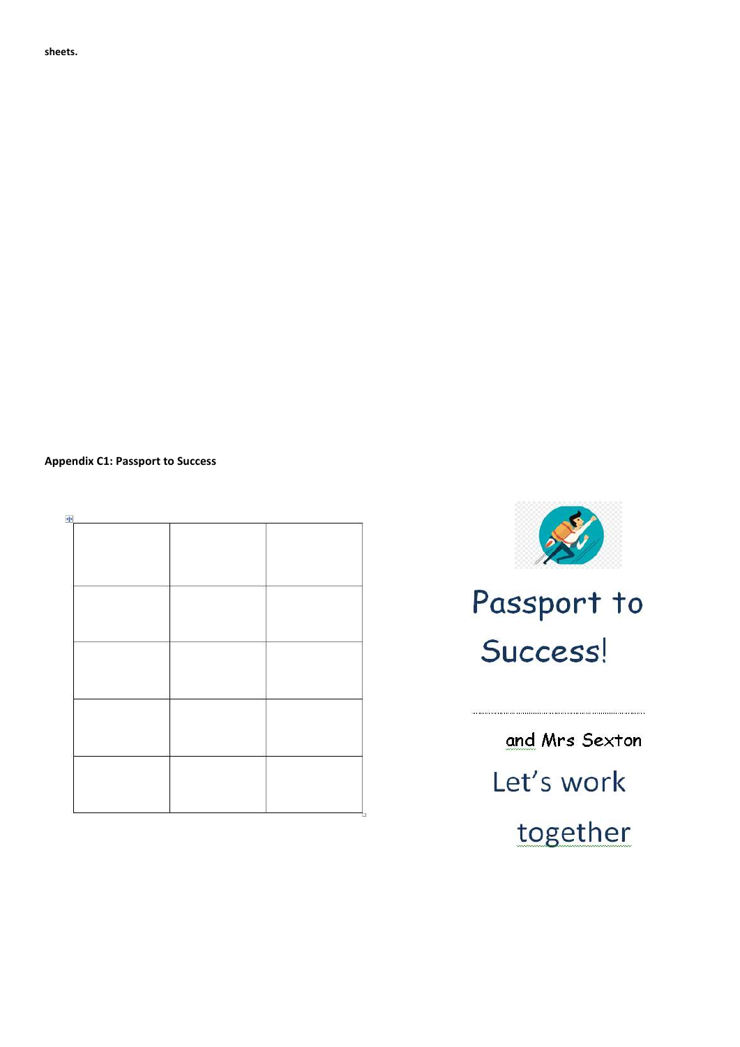sheets.

**Appendix C1: Passport to Success**

| | | |
|---|---|---|
| | | |
| | | |
| | | |
| | | |
| | | |

Passport to Success!

……………………………………………………

and Mrs Sexton

Let's work together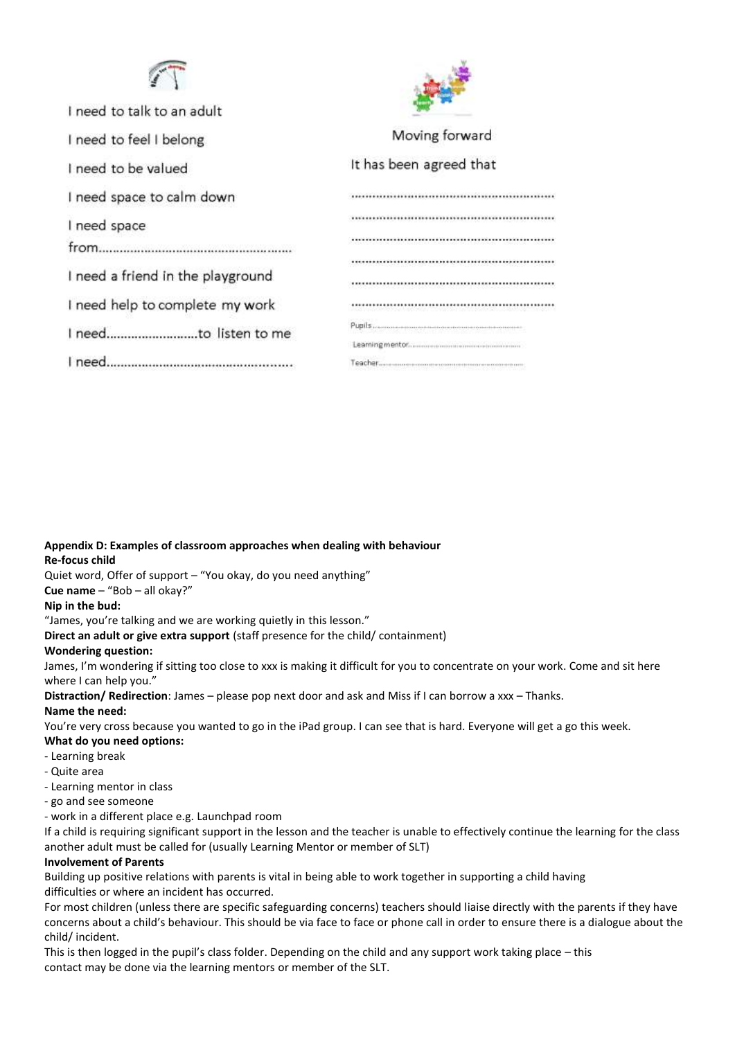I need to talk to an adult

I need to feel I belong

I need to be valued

I need space to calm down

I need space from……………………………………………

I need a friend in the playground

I need help to complete my work

I need……………………to listen to me

I need……………………………………………

Moving forward

It has been agreed that

……………………………………………………

……………………………………………………

……………………………………………………

……………………………………………………

……………………………………………………

……………………………………………………

Pupils……………………………………………

Learning mentor……………………………………

Teacher……………………………………………

**Appendix D: Examples of classroom approaches when dealing with behaviour**

**Re-focus child**

Quiet word, Offer of support – "You okay, do you need anything"

**Cue name** – "Bob – all okay?"

**Nip in the bud:**

"James, you're talking and we are working quietly in this lesson."

**Direct an adult or give extra support** (staff presence for the child/ containment)

**Wondering question:**

James, I'm wondering if sitting too close to xxx is making it difficult for you to concentrate on your work. Come and sit here where I can help you."

**Distraction/ Redirection**: James – please pop next door and ask and Miss if I can borrow a xxx – Thanks.

**Name the need:**

You're very cross because you wanted to go in the iPad group. I can see that is hard. Everyone will get a go this week.

**What do you need options:**

- Learning break
- Quite area
- Learning mentor in class
- go and see someone
- work in a different place e.g. Launchpad room

If a child is requiring significant support in the lesson and the teacher is unable to effectively continue the learning for the class another adult must be called for (usually Learning Mentor or member of SLT)

**Involvement of Parents**

Building up positive relations with parents is vital in being able to work together in supporting a child having difficulties or where an incident has occurred.

For most children (unless there are specific safeguarding concerns) teachers should liaise directly with the parents if they have concerns about a child's behaviour. This should be via face to face or phone call in order to ensure there is a dialogue about the child/ incident.

This is then logged in the pupil's class folder. Depending on the child and any support work taking place – this contact may be done via the learning mentors or member of the SLT.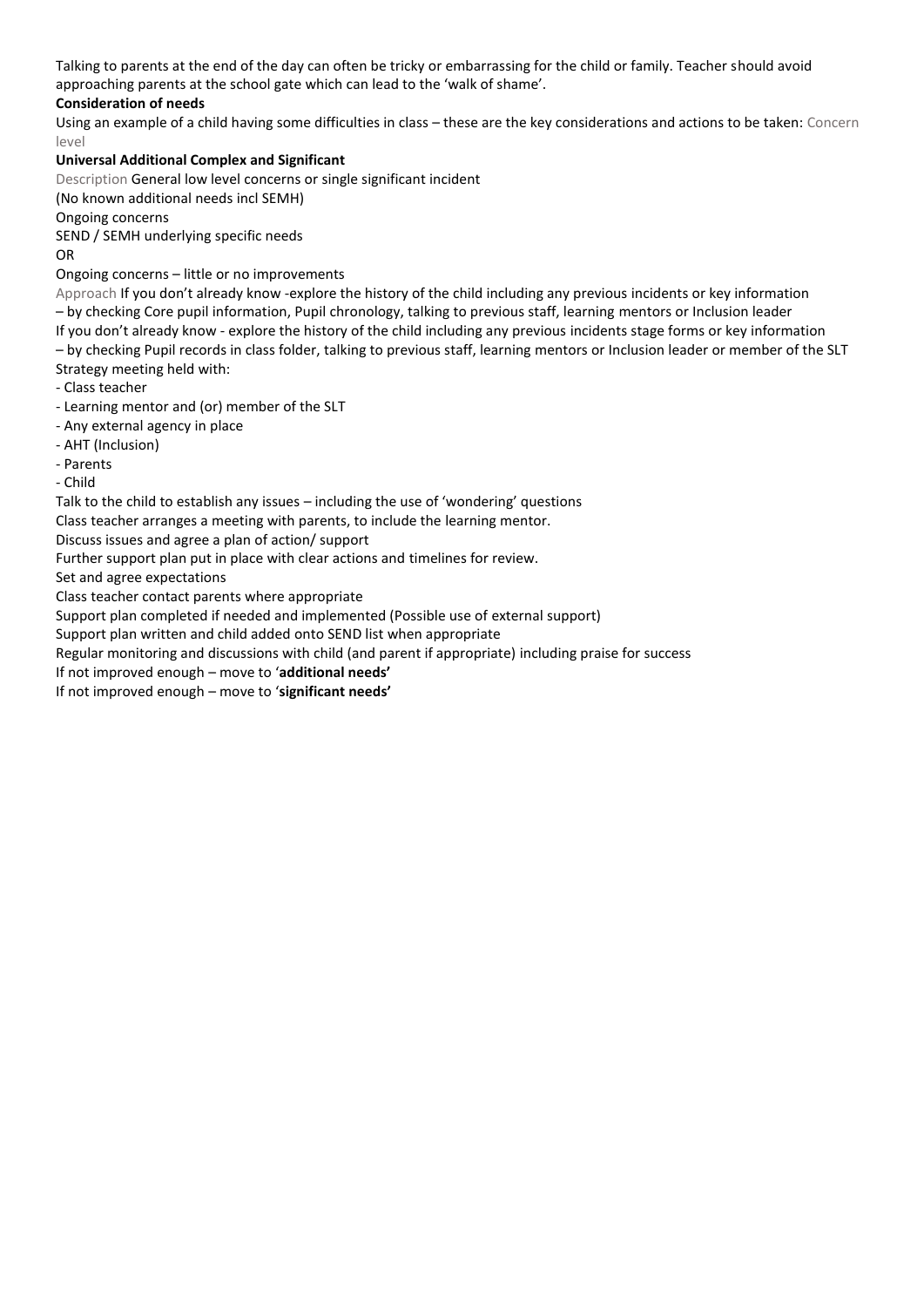Talking to parents at the end of the day can often be tricky or embarrassing for the child or family. Teacher should avoid approaching parents at the school gate which can lead to the 'walk of shame'.

**Consideration of needs**

Using an example of a child having some difficulties in class – these are the key considerations and actions to be taken: Concern level

**Universal Additional Complex and Significant**

Description General low level concerns or single significant incident

(No known additional needs incl SEMH)

Ongoing concerns

SEND / SEMH underlying specific needs

OR

Ongoing concerns – little or no improvements

Approach If you don't already know -explore the history of the child including any previous incidents or key information – by checking Core pupil information, Pupil chronology, talking to previous staff, learning mentors or Inclusion leader

If you don't already know - explore the history of the child including any previous incidents stage forms or key information – by checking Pupil records in class folder, talking to previous staff, learning mentors or Inclusion leader or member of the SLT

Strategy meeting held with:

- Class teacher
- Learning mentor and (or) member of the SLT
- Any external agency in place
- AHT (Inclusion)
- Parents
- Child

Talk to the child to establish any issues – including the use of 'wondering' questions

Class teacher arranges a meeting with parents, to include the learning mentor.

Discuss issues and agree a plan of action/ support

Further support plan put in place with clear actions and timelines for review.

Set and agree expectations

Class teacher contact parents where appropriate

Support plan completed if needed and implemented (Possible use of external support)

Support plan written and child added onto SEND list when appropriate

Regular monitoring and discussions with child (and parent if appropriate) including praise for success

If not improved enough – move to '**additional needs'**

If not improved enough – move to '**significant needs'**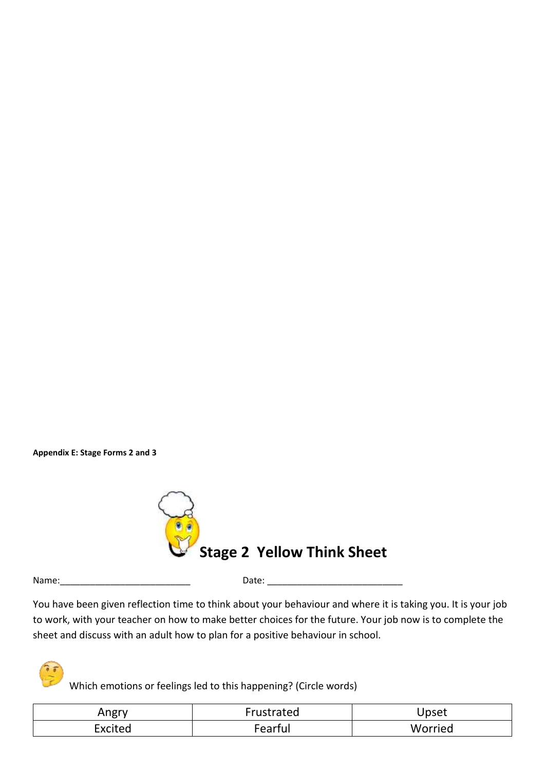**Appendix E: Stage Forms 2 and 3**

# Stage 2 Yellow Think Sheet

Name:__________________________ Date: ___________________________

You have been given reflection time to think about your behaviour and where it is taking you. It is your job to work, with your teacher on how to make better choices for the future. Your job now is to complete the sheet and discuss with an adult how to plan for a positive behaviour in school.

Which emotions or feelings led to this happening? (Circle words)

| Angry | Frustrated | Upset |
|---|---|---|
| Excited | Fearful | Worried |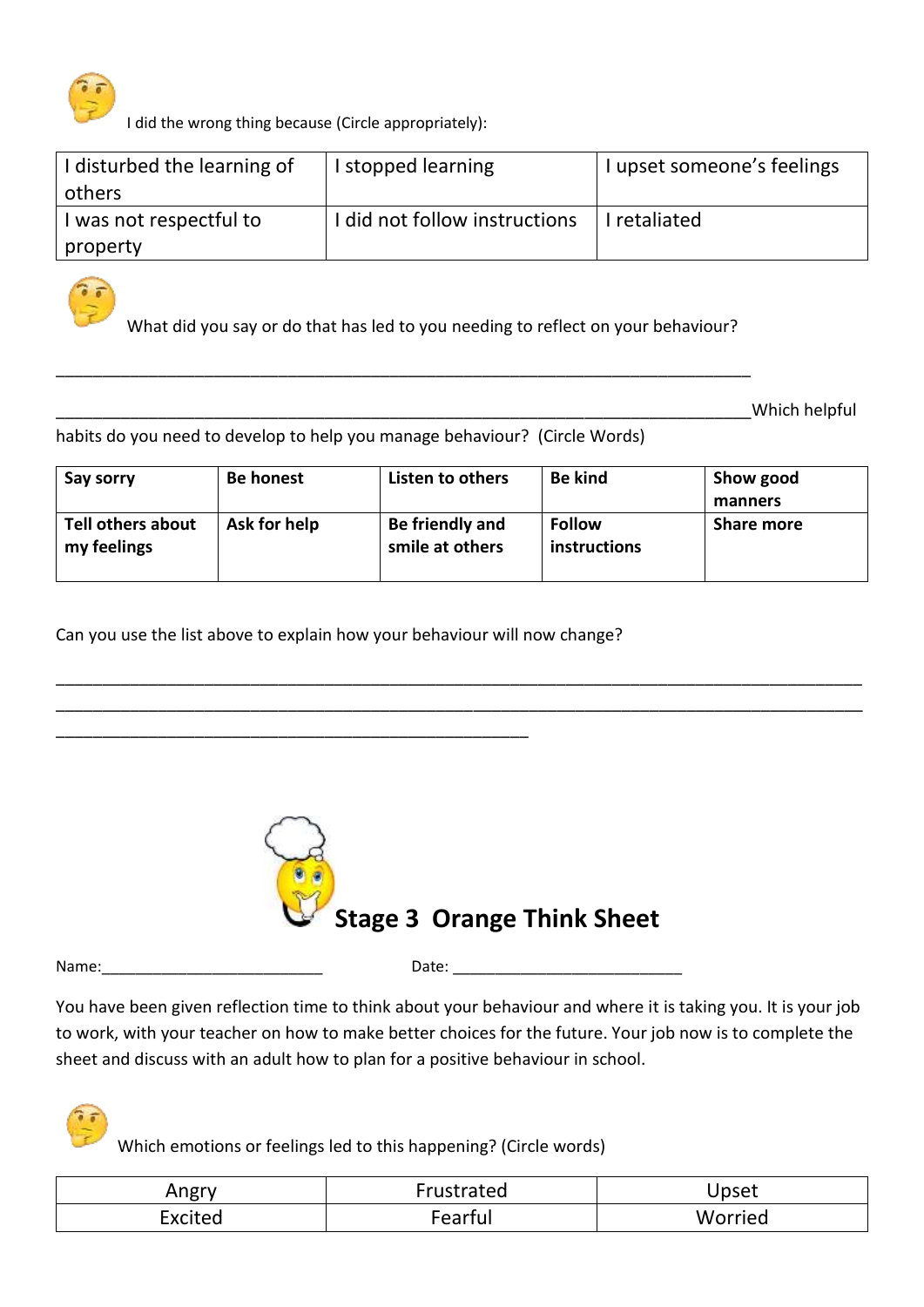I did the wrong thing because (Circle appropriately):

| I disturbed the learning of others | I stopped learning | I upset someone's feelings |
|---|---|---|
| I was not respectful to property | I did not follow instructions | I retaliated |

What did you say or do that has led to you needing to reflect on your behaviour?

______________________________________________________________________________

______________________________________________________________________________ Which helpful habits do you need to develop to help you manage behaviour? (Circle Words)

| **Say sorry** | **Be honest** | **Listen to others** | **Be kind** | **Show good manners** |
|---|---|---|---|---|
| **Tell others about my feelings** | **Ask for help** | **Be friendly and smile at others** | **Follow instructions** | **Share more** |

Can you use the list above to explain how your behaviour will now change?

________________________________________________________________________________________________

________________________________________________________________________________________________

______________________________________________________

# Stage 3 Orange Think Sheet

Name:__________________________ Date: ___________________________

You have been given reflection time to think about your behaviour and where it is taking you. It is your job to work, with your teacher on how to make better choices for the future. Your job now is to complete the sheet and discuss with an adult how to plan for a positive behaviour in school.

Which emotions or feelings led to this happening? (Circle words)

| Angry | Frustrated | Upset |
|---|---|---|
| Excited | Fearful | Worried |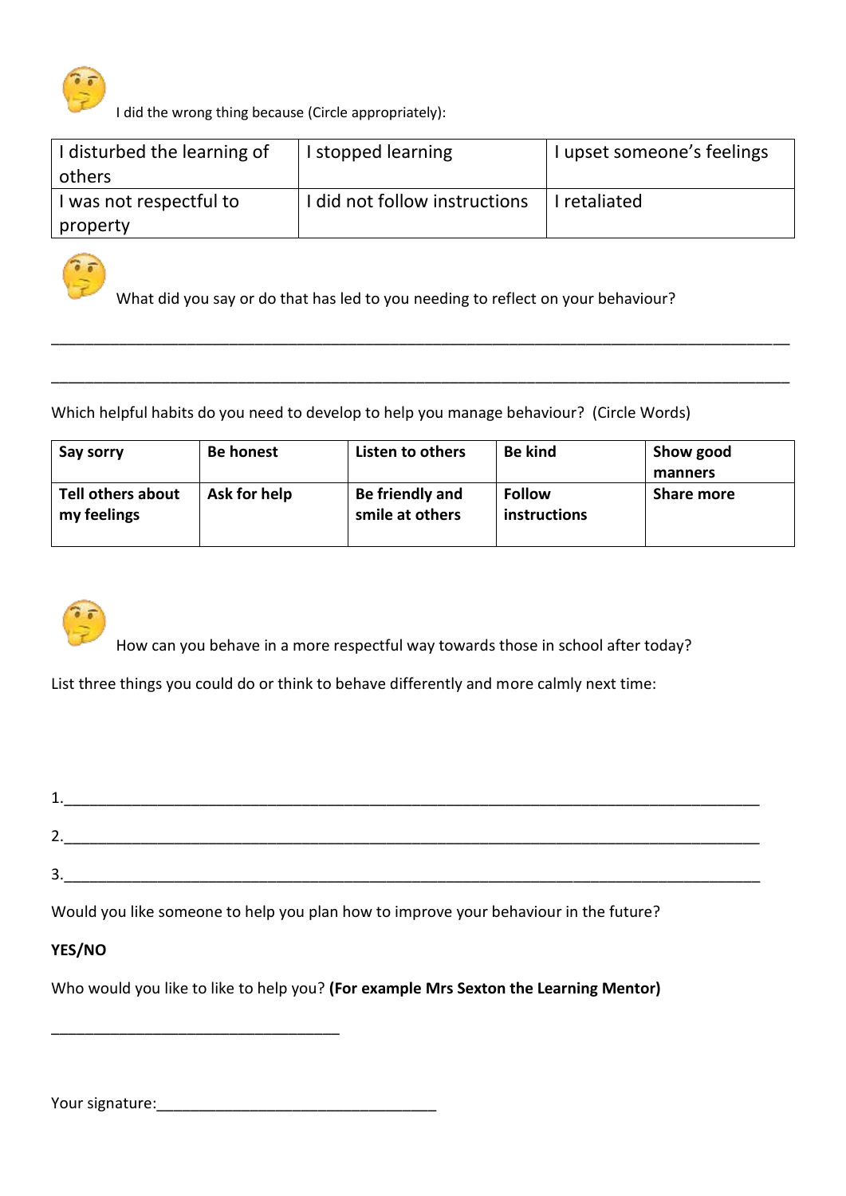I did the wrong thing because (Circle appropriately):

| I disturbed the learning of others | I stopped learning | I upset someone's feelings |
|---|---|---|
| I was not respectful to property | I did not follow instructions | I retaliated |

What did you say or do that has led to you needing to reflect on your behaviour?

___________________________________________________________________________________________

___________________________________________________________________________________________

Which helpful habits do you need to develop to help you manage behaviour? (Circle Words)

| **Say sorry** | **Be honest** | **Listen to others** | **Be kind** | **Show good manners** |
|---|---|---|---|---|
| **Tell others about my feelings** | **Ask for help** | **Be friendly and smile at others** | **Follow instructions** | **Share more** |

How can you behave in a more respectful way towards those in school after today?

List three things you could do or think to behave differently and more calmly next time:

1.________________________________________________________________________________________

2.________________________________________________________________________________________

3.________________________________________________________________________________________

Would you like someone to help you plan how to improve your behaviour in the future?

**YES/NO**

Who would you like to like to help you? **(For example Mrs Sexton the Learning Mentor)**

____________________________________

Your signature:_________________________________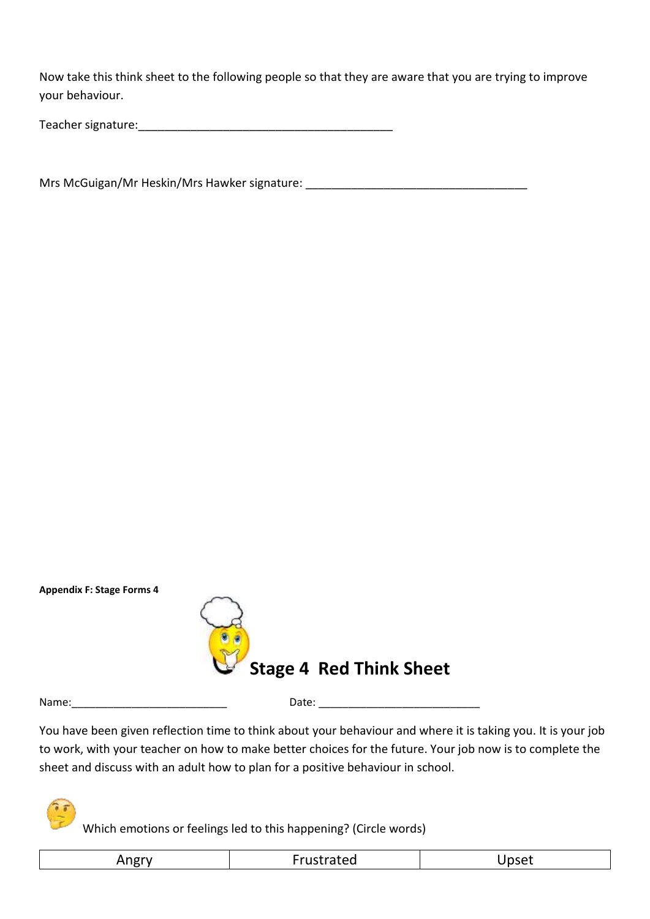Now take this think sheet to the following people so that they are aware that you are trying to improve your behaviour.

Teacher signature:_________________________________________

Mrs McGuigan/Mr Heskin/Mrs Hawker signature: ___________________________________

**Appendix F: Stage Forms 4**

# Stage 4 Red Think Sheet

Name:__________________________ Date: ___________________________

You have been given reflection time to think about your behaviour and where it is taking you. It is your job to work, with your teacher on how to make better choices for the future. Your job now is to complete the sheet and discuss with an adult how to plan for a positive behaviour in school.

Which emotions or feelings led to this happening? (Circle words)

| Angry | Frustrated | Upset |
|---|---|---|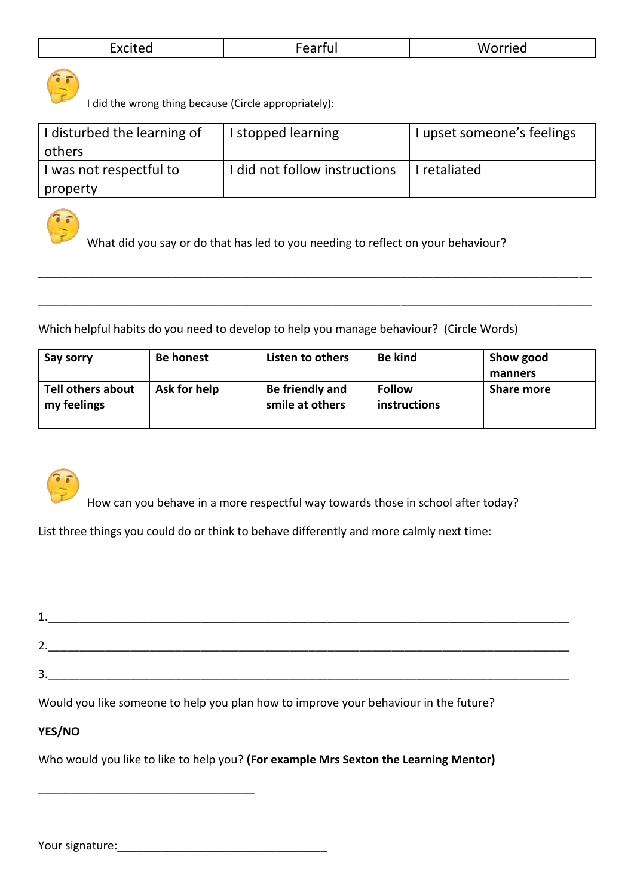| Excited | Fearful | Worried |
|---|---|---|

I did the wrong thing because (Circle appropriately):

| I disturbed the learning of others | I stopped learning | I upset someone's feelings |
|---|---|---|
| I was not respectful to property | I did not follow instructions | I retaliated |

What did you say or do that has led to you needing to reflect on your behaviour?

_______________________________________________________________________________________

_______________________________________________________________________________________

Which helpful habits do you need to develop to help you manage behaviour? (Circle Words)

| **Say sorry** | **Be honest** | **Listen to others** | **Be kind** | **Show good manners** |
|---|---|---|---|---|
| **Tell others about my feelings** | **Ask for help** | **Be friendly and smile at others** | **Follow instructions** | **Share more** |

How can you behave in a more respectful way towards those in school after today?

List three things you could do or think to behave differently and more calmly next time:

1.____________________________________________________________________________________

2.____________________________________________________________________________________

3.____________________________________________________________________________________

Would you like someone to help you plan how to improve your behaviour in the future?

**YES/NO**

Who would you like to like to help you? **(For example Mrs Sexton the Learning Mentor)**

__________________________________

Your signature:_________________________________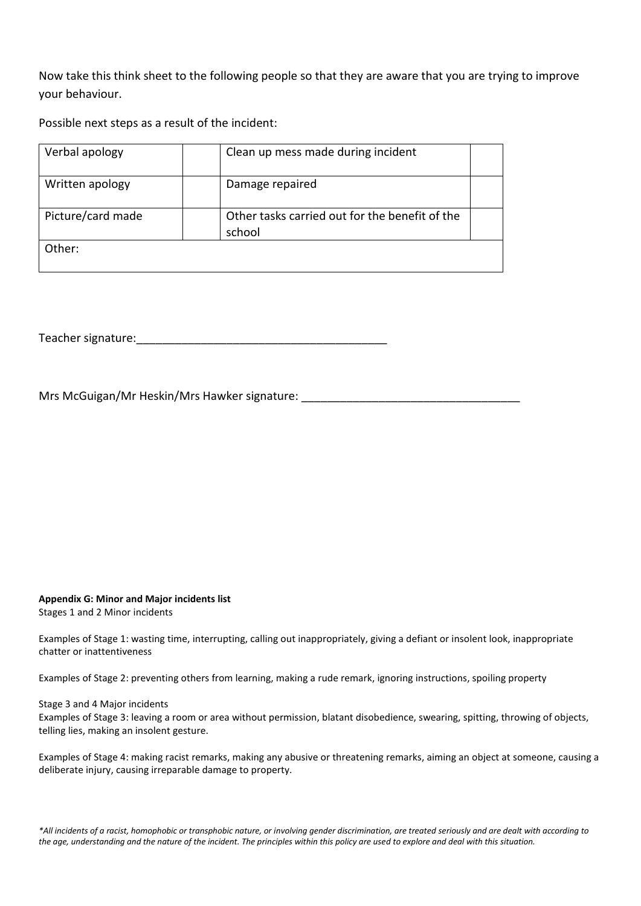Now take this think sheet to the following people so that they are aware that you are trying to improve your behaviour.

Possible next steps as a result of the incident:

| Verbal apology | | Clean up mess made during incident | |
|---|---|---|---|
| Written apology | | Damage repaired | |
| Picture/card made | | Other tasks carried out for the benefit of the school | |
| Other: | | | |

Teacher signature:_______________________________________

Mrs McGuigan/Mr Heskin/Mrs Hawker signature: _________________________________

**Appendix G: Minor and Major incidents list**

Stages 1 and 2 Minor incidents

Examples of Stage 1: wasting time, interrupting, calling out inappropriately, giving a defiant or insolent look, inappropriate chatter or inattentiveness

Examples of Stage 2: preventing others from learning, making a rude remark, ignoring instructions, spoiling property

Stage 3 and 4 Major incidents

Examples of Stage 3: leaving a room or area without permission, blatant disobedience, swearing, spitting, throwing of objects, telling lies, making an insolent gesture.

Examples of Stage 4: making racist remarks, making any abusive or threatening remarks, aiming an object at someone, causing a deliberate injury, causing irreparable damage to property.

*\*All incidents of a racist, homophobic or transphobic nature, or involving gender discrimination, are treated seriously and are dealt with according to the age, understanding and the nature of the incident. The principles within this policy are used to explore and deal with this situation.*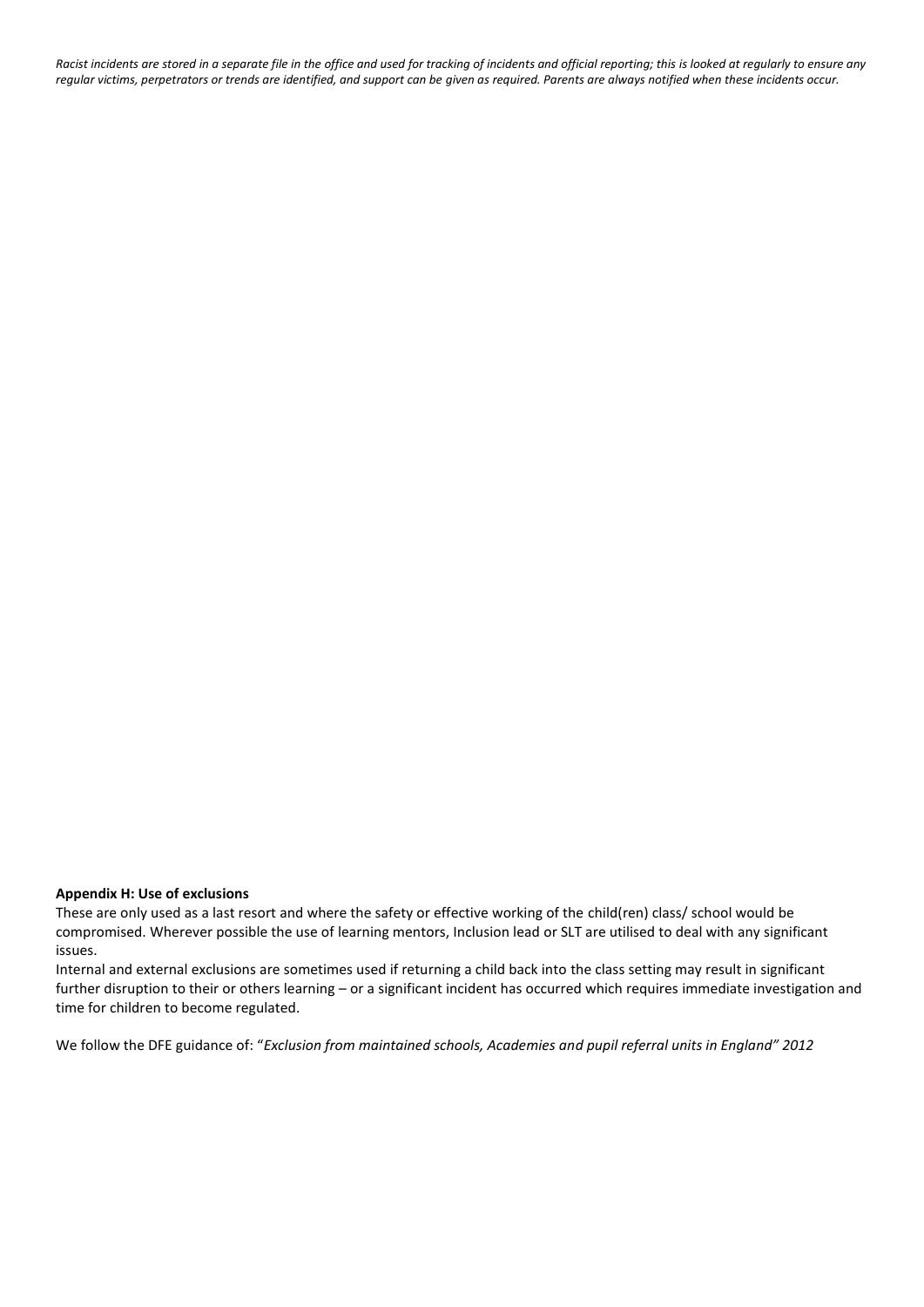*Racist incidents are stored in a separate file in the office and used for tracking of incidents and official reporting; this is looked at regularly to ensure any regular victims, perpetrators or trends are identified, and support can be given as required. Parents are always notified when these incidents occur.*

**Appendix H: Use of exclusions**

These are only used as a last resort and where the safety or effective working of the child(ren) class/ school would be compromised. Wherever possible the use of learning mentors, Inclusion lead or SLT are utilised to deal with any significant issues.

Internal and external exclusions are sometimes used if returning a child back into the class setting may result in significant further disruption to their or others learning – or a significant incident has occurred which requires immediate investigation and time for children to become regulated.

We follow the DFE guidance of: "*Exclusion from maintained schools, Academies and pupil referral units in England" 2012*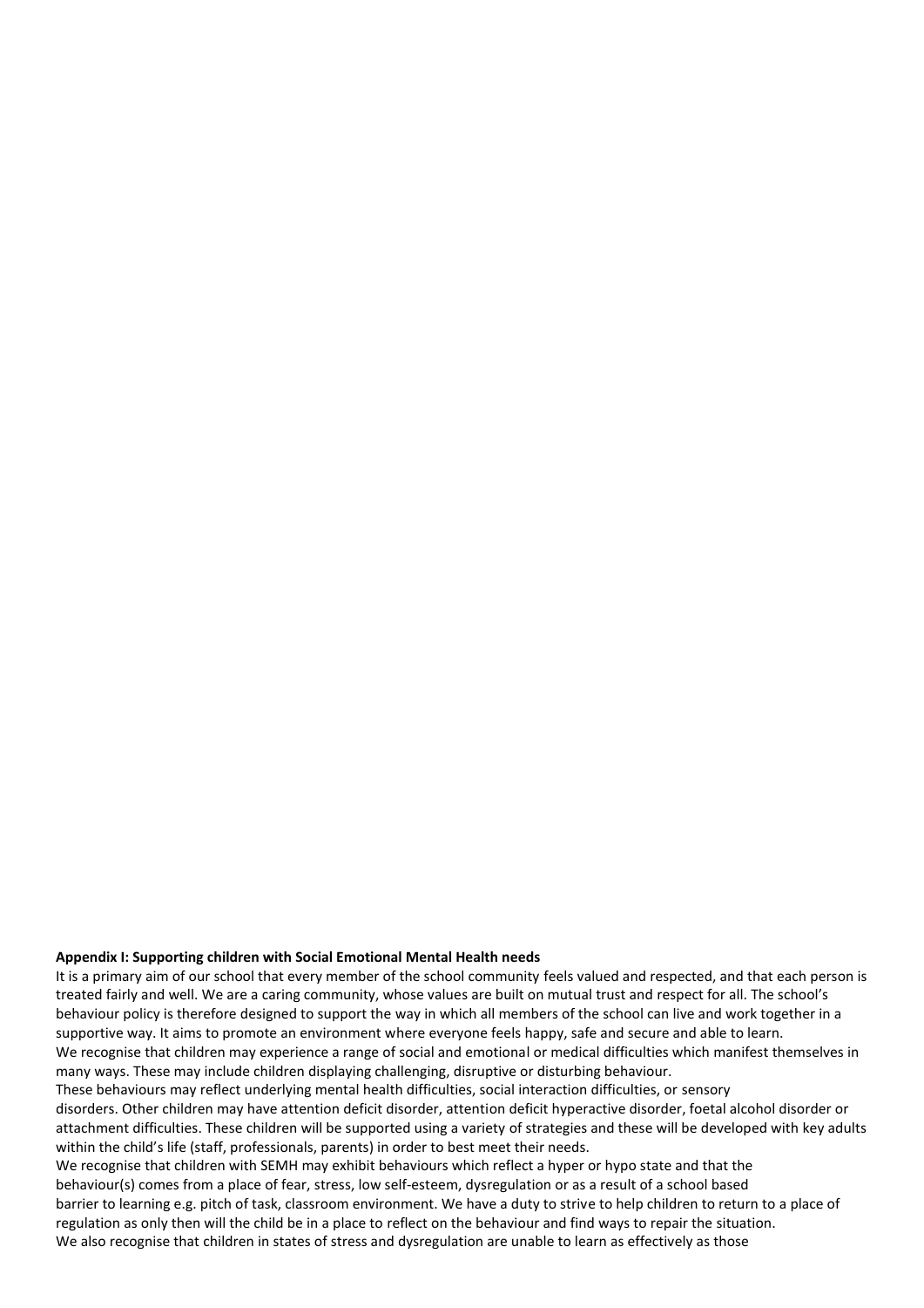**Appendix I: Supporting children with Social Emotional Mental Health needs**

It is a primary aim of our school that every member of the school community feels valued and respected, and that each person is treated fairly and well. We are a caring community, whose values are built on mutual trust and respect for all. The school's behaviour policy is therefore designed to support the way in which all members of the school can live and work together in a supportive way. It aims to promote an environment where everyone feels happy, safe and secure and able to learn.

We recognise that children may experience a range of social and emotional or medical difficulties which manifest themselves in many ways. These may include children displaying challenging, disruptive or disturbing behaviour.

These behaviours may reflect underlying mental health difficulties, social interaction difficulties, or sensory disorders. Other children may have attention deficit disorder, attention deficit hyperactive disorder, foetal alcohol disorder or attachment difficulties. These children will be supported using a variety of strategies and these will be developed with key adults within the child's life (staff, professionals, parents) in order to best meet their needs.

We recognise that children with SEMH may exhibit behaviours which reflect a hyper or hypo state and that the behaviour(s) comes from a place of fear, stress, low self-esteem, dysregulation or as a result of a school based barrier to learning e.g. pitch of task, classroom environment. We have a duty to strive to help children to return to a place of regulation as only then will the child be in a place to reflect on the behaviour and find ways to repair the situation.

We also recognise that children in states of stress and dysregulation are unable to learn as effectively as those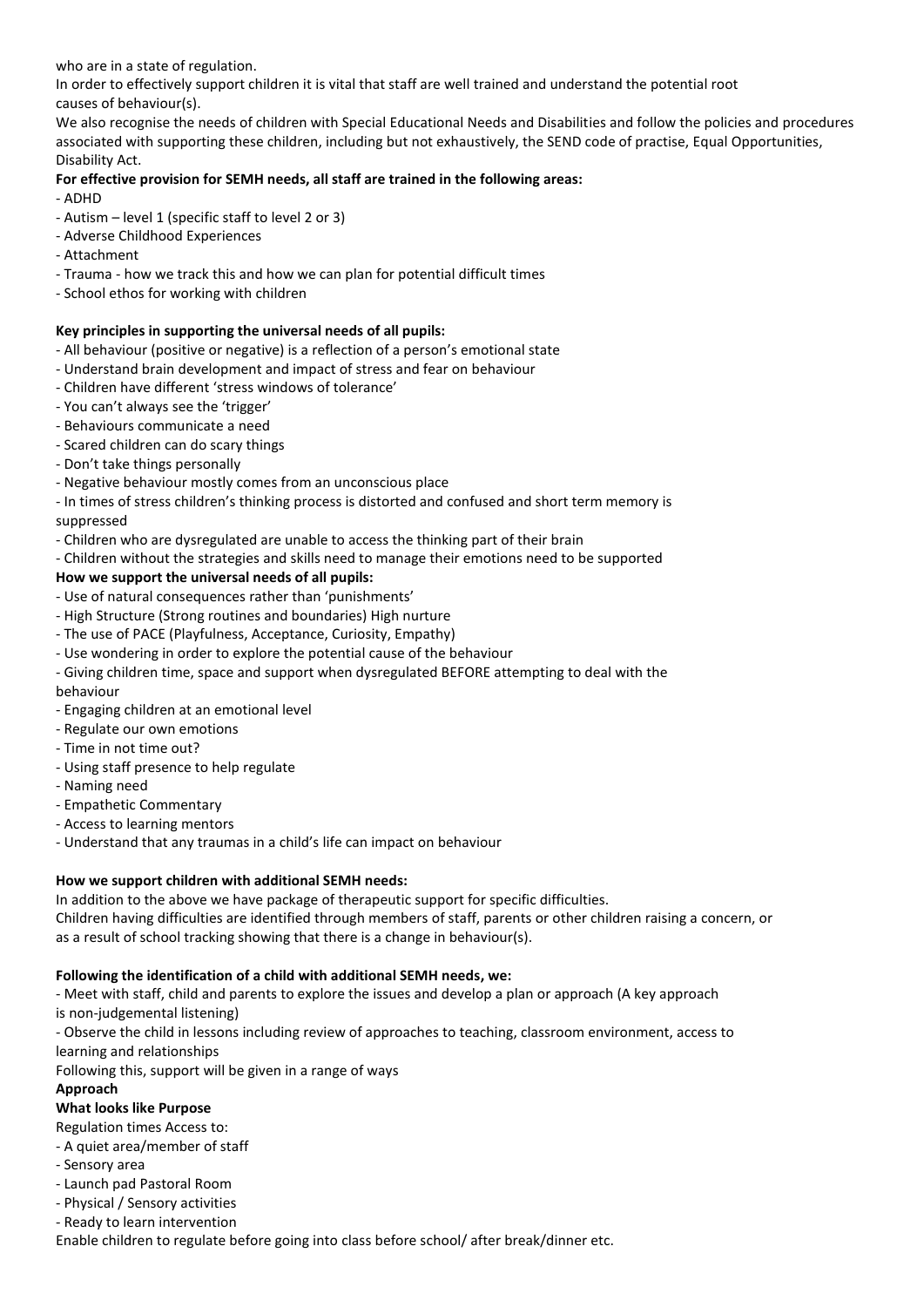who are in a state of regulation.

In order to effectively support children it is vital that staff are well trained and understand the potential root causes of behaviour(s).

We also recognise the needs of children with Special Educational Needs and Disabilities and follow the policies and procedures associated with supporting these children, including but not exhaustively, the SEND code of practise, Equal Opportunities, Disability Act.

**For effective provision for SEMH needs, all staff are trained in the following areas:**

- ADHD
- Autism – level 1 (specific staff to level 2 or 3)
- Adverse Childhood Experiences
- Attachment
- Trauma - how we track this and how we can plan for potential difficult times
- School ethos for working with children

**Key principles in supporting the universal needs of all pupils:**

- All behaviour (positive or negative) is a reflection of a person's emotional state
- Understand brain development and impact of stress and fear on behaviour
- Children have different 'stress windows of tolerance'
- You can't always see the 'trigger'
- Behaviours communicate a need
- Scared children can do scary things
- Don't take things personally
- Negative behaviour mostly comes from an unconscious place
- In times of stress children's thinking process is distorted and confused and short term memory is suppressed
- Children who are dysregulated are unable to access the thinking part of their brain
- Children without the strategies and skills need to manage their emotions need to be supported

**How we support the universal needs of all pupils:**

- Use of natural consequences rather than 'punishments'
- High Structure (Strong routines and boundaries) High nurture
- The use of PACE (Playfulness, Acceptance, Curiosity, Empathy)
- Use wondering in order to explore the potential cause of the behaviour
- Giving children time, space and support when dysregulated BEFORE attempting to deal with the behaviour
- Engaging children at an emotional level
- Regulate our own emotions
- Time in not time out?
- Using staff presence to help regulate
- Naming need
- Empathetic Commentary
- Access to learning mentors
- Understand that any traumas in a child's life can impact on behaviour

**How we support children with additional SEMH needs:**

In addition to the above we have package of therapeutic support for specific difficulties.

Children having difficulties are identified through members of staff, parents or other children raising a concern, or as a result of school tracking showing that there is a change in behaviour(s).

**Following the identification of a child with additional SEMH needs, we:**

- Meet with staff, child and parents to explore the issues and develop a plan or approach (A key approach is non-judgemental listening)
- Observe the child in lessons including review of approaches to teaching, classroom environment, access to learning and relationships

Following this, support will be given in a range of ways

**Approach**

**What looks like Purpose**

Regulation times Access to:

- A quiet area/member of staff
- Sensory area
- Launch pad Pastoral Room
- Physical / Sensory activities
- Ready to learn intervention

Enable children to regulate before going into class before school/ after break/dinner etc.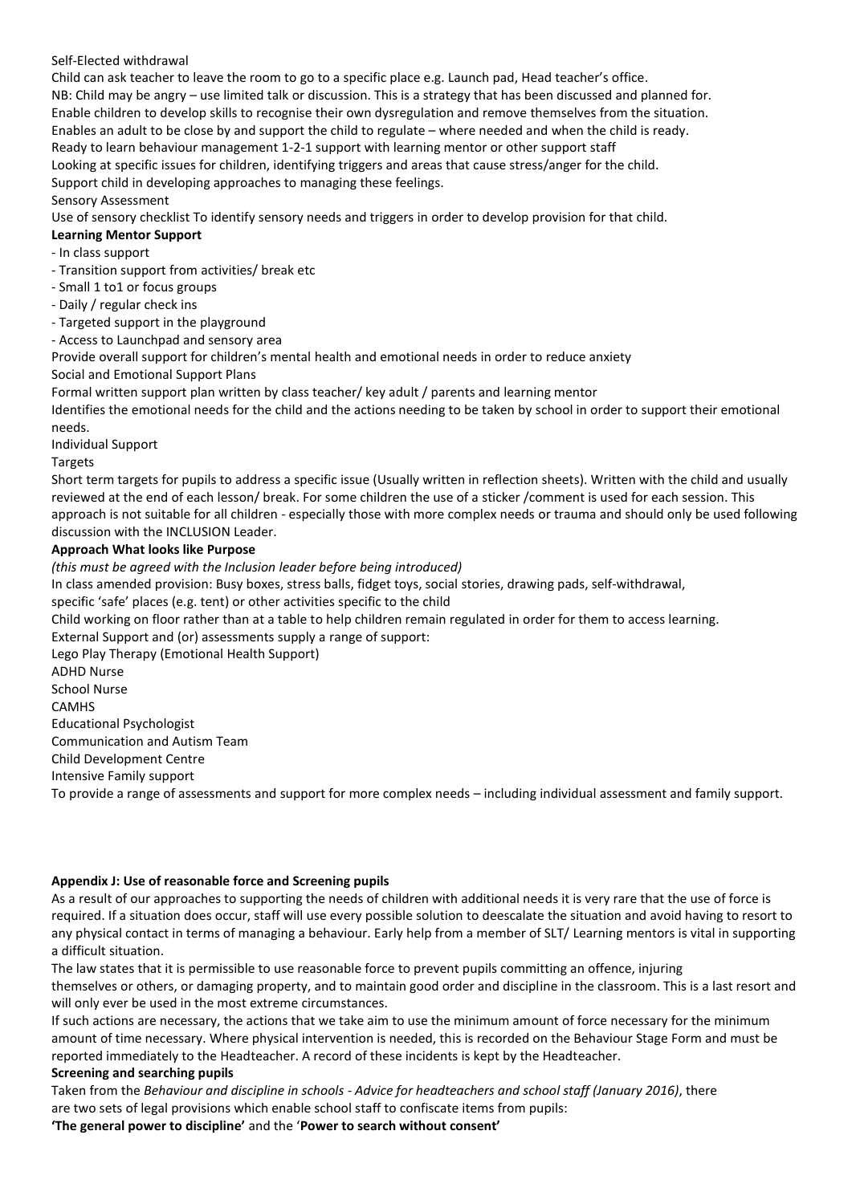Self-Elected withdrawal

Child can ask teacher to leave the room to go to a specific place e.g. Launch pad, Head teacher's office.

NB: Child may be angry – use limited talk or discussion. This is a strategy that has been discussed and planned for.

Enable children to develop skills to recognise their own dysregulation and remove themselves from the situation.

Enables an adult to be close by and support the child to regulate – where needed and when the child is ready.

Ready to learn behaviour management 1-2-1 support with learning mentor or other support staff

Looking at specific issues for children, identifying triggers and areas that cause stress/anger for the child.

Support child in developing approaches to managing these feelings.

Sensory Assessment

Use of sensory checklist To identify sensory needs and triggers in order to develop provision for that child.

**Learning Mentor Support**

- In class support
- Transition support from activities/ break etc
- Small 1 to1 or focus groups
- Daily / regular check ins
- Targeted support in the playground
- Access to Launchpad and sensory area

Provide overall support for children's mental health and emotional needs in order to reduce anxiety

Social and Emotional Support Plans

Formal written support plan written by class teacher/ key adult / parents and learning mentor

Identifies the emotional needs for the child and the actions needing to be taken by school in order to support their emotional needs.

Individual Support

Targets

Short term targets for pupils to address a specific issue (Usually written in reflection sheets). Written with the child and usually reviewed at the end of each lesson/ break. For some children the use of a sticker /comment is used for each session. This approach is not suitable for all children - especially those with more complex needs or trauma and should only be used following discussion with the INCLUSION Leader.

**Approach What looks like Purpose**

*(this must be agreed with the Inclusion leader before being introduced)*

In class amended provision: Busy boxes, stress balls, fidget toys, social stories, drawing pads, self-withdrawal, specific 'safe' places (e.g. tent) or other activities specific to the child

Child working on floor rather than at a table to help children remain regulated in order for them to access learning.

External Support and (or) assessments supply a range of support:

Lego Play Therapy (Emotional Health Support)

ADHD Nurse

School Nurse

CAMHS

Educational Psychologist

Communication and Autism Team

Child Development Centre

Intensive Family support

To provide a range of assessments and support for more complex needs – including individual assessment and family support.

## Appendix J: Use of reasonable force and Screening pupils

As a result of our approaches to supporting the needs of children with additional needs it is very rare that the use of force is required. If a situation does occur, staff will use every possible solution to deescalate the situation and avoid having to resort to any physical contact in terms of managing a behaviour. Early help from a member of SLT/ Learning mentors is vital in supporting a difficult situation.

The law states that it is permissible to use reasonable force to prevent pupils committing an offence, injuring themselves or others, or damaging property, and to maintain good order and discipline in the classroom. This is a last resort and will only ever be used in the most extreme circumstances.

If such actions are necessary, the actions that we take aim to use the minimum amount of force necessary for the minimum amount of time necessary. Where physical intervention is needed, this is recorded on the Behaviour Stage Form and must be reported immediately to the Headteacher. A record of these incidents is kept by the Headteacher.

**Screening and searching pupils**

Taken from the *Behaviour and discipline in schools - Advice for headteachers and school staff (January 2016)*, there are two sets of legal provisions which enable school staff to confiscate items from pupils:

**'The general power to discipline'** and the '**Power to search without consent'**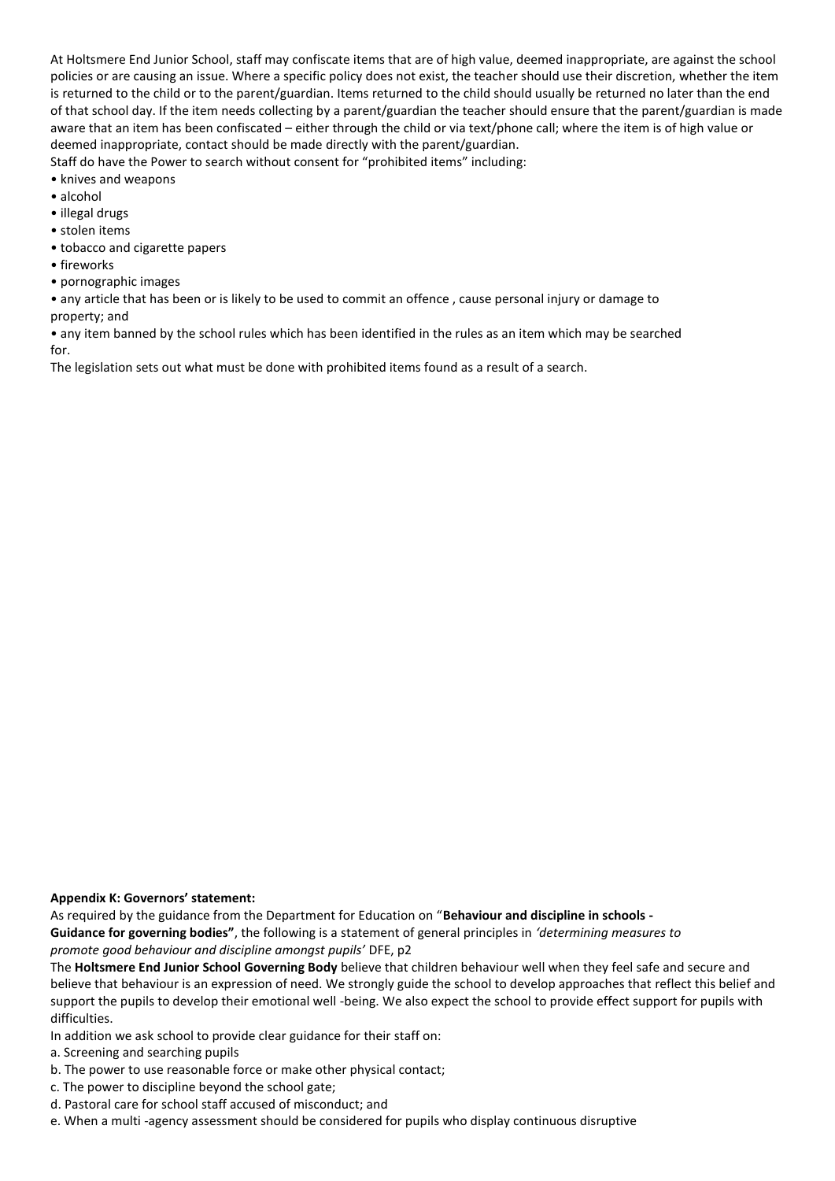At Holtsmere End Junior School, staff may confiscate items that are of high value, deemed inappropriate, are against the school policies or are causing an issue. Where a specific policy does not exist, the teacher should use their discretion, whether the item is returned to the child or to the parent/guardian. Items returned to the child should usually be returned no later than the end of that school day. If the item needs collecting by a parent/guardian the teacher should ensure that the parent/guardian is made aware that an item has been confiscated – either through the child or via text/phone call; where the item is of high value or deemed inappropriate, contact should be made directly with the parent/guardian.

Staff do have the Power to search without consent for "prohibited items" including:

- knives and weapons
- alcohol
- illegal drugs
- stolen items
- tobacco and cigarette papers
- fireworks
- pornographic images
- any article that has been or is likely to be used to commit an offence , cause personal injury or damage to property; and
- any item banned by the school rules which has been identified in the rules as an item which may be searched for.

The legislation sets out what must be done with prohibited items found as a result of a search.

**Appendix K: Governors' statement:**

As required by the guidance from the Department for Education on "**Behaviour and discipline in schools - Guidance for governing bodies"**, the following is a statement of general principles in *'determining measures to promote good behaviour and discipline amongst pupils'* DFE, p2

The **Holtsmere End Junior School Governing Body** believe that children behaviour well when they feel safe and secure and believe that behaviour is an expression of need. We strongly guide the school to develop approaches that reflect this belief and support the pupils to develop their emotional well -being. We also expect the school to provide effect support for pupils with difficulties.

In addition we ask school to provide clear guidance for their staff on:

a. Screening and searching pupils
b. The power to use reasonable force or make other physical contact;
c. The power to discipline beyond the school gate;
d. Pastoral care for school staff accused of misconduct; and
e. When a multi -agency assessment should be considered for pupils who display continuous disruptive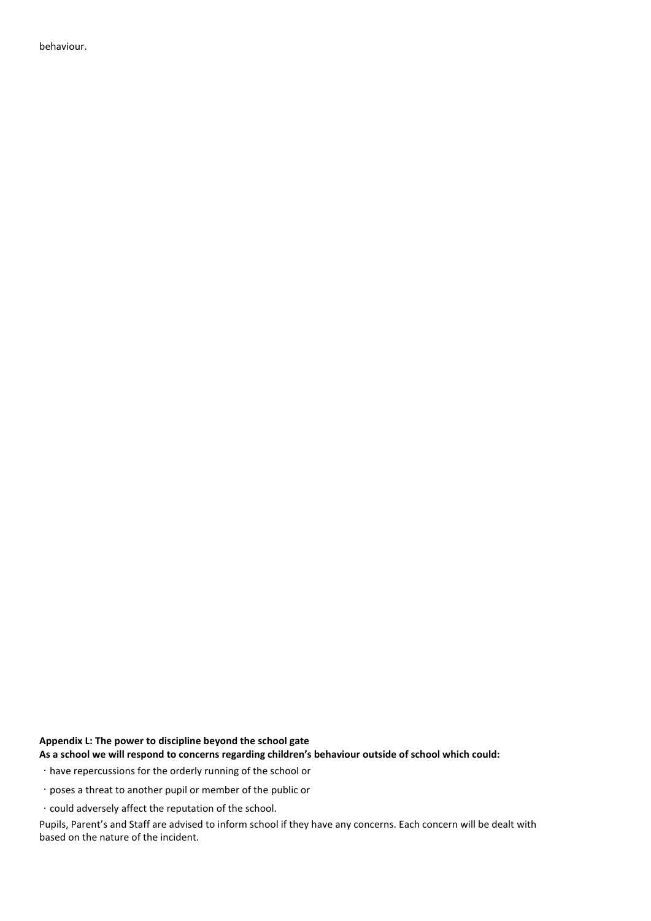behaviour.

**Appendix L: The power to discipline beyond the school gate**

**As a school we will respond to concerns regarding children's behaviour outside of school which could:**

- have repercussions for the orderly running of the school or
- poses a threat to another pupil or member of the public or
- could adversely affect the reputation of the school.

Pupils, Parent's and Staff are advised to inform school if they have any concerns. Each concern will be dealt with based on the nature of the incident.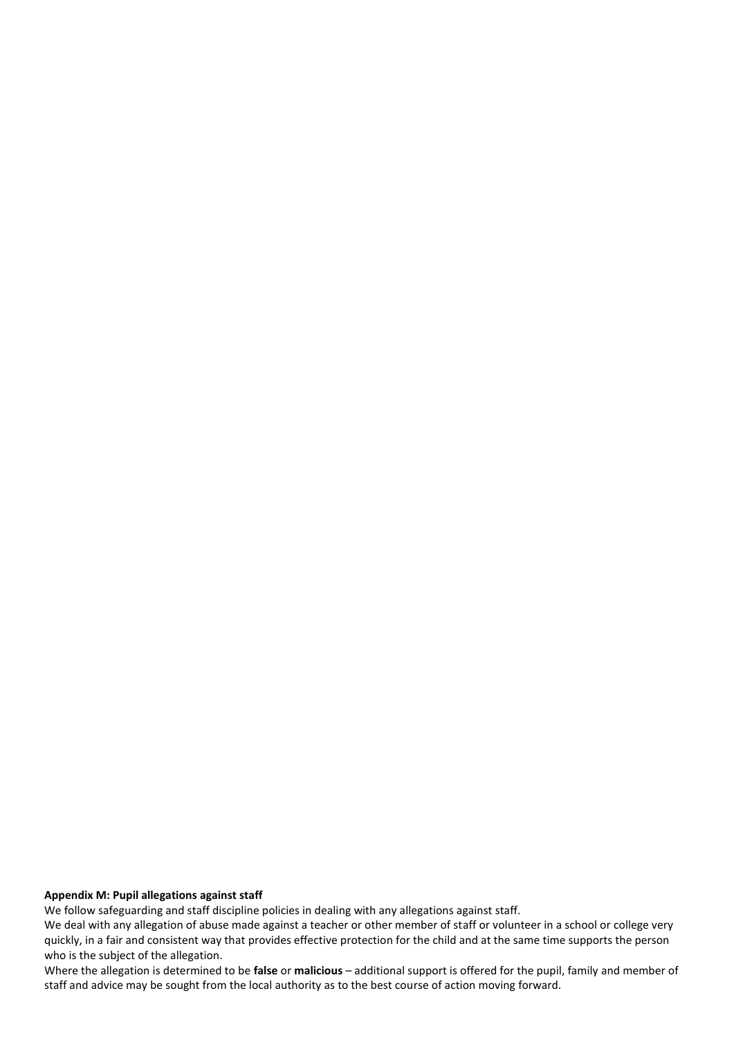**Appendix M: Pupil allegations against staff**

We follow safeguarding and staff discipline policies in dealing with any allegations against staff.

We deal with any allegation of abuse made against a teacher or other member of staff or volunteer in a school or college very quickly, in a fair and consistent way that provides effective protection for the child and at the same time supports the person who is the subject of the allegation.

Where the allegation is determined to be **false** or **malicious** – additional support is offered for the pupil, family and member of staff and advice may be sought from the local authority as to the best course of action moving forward.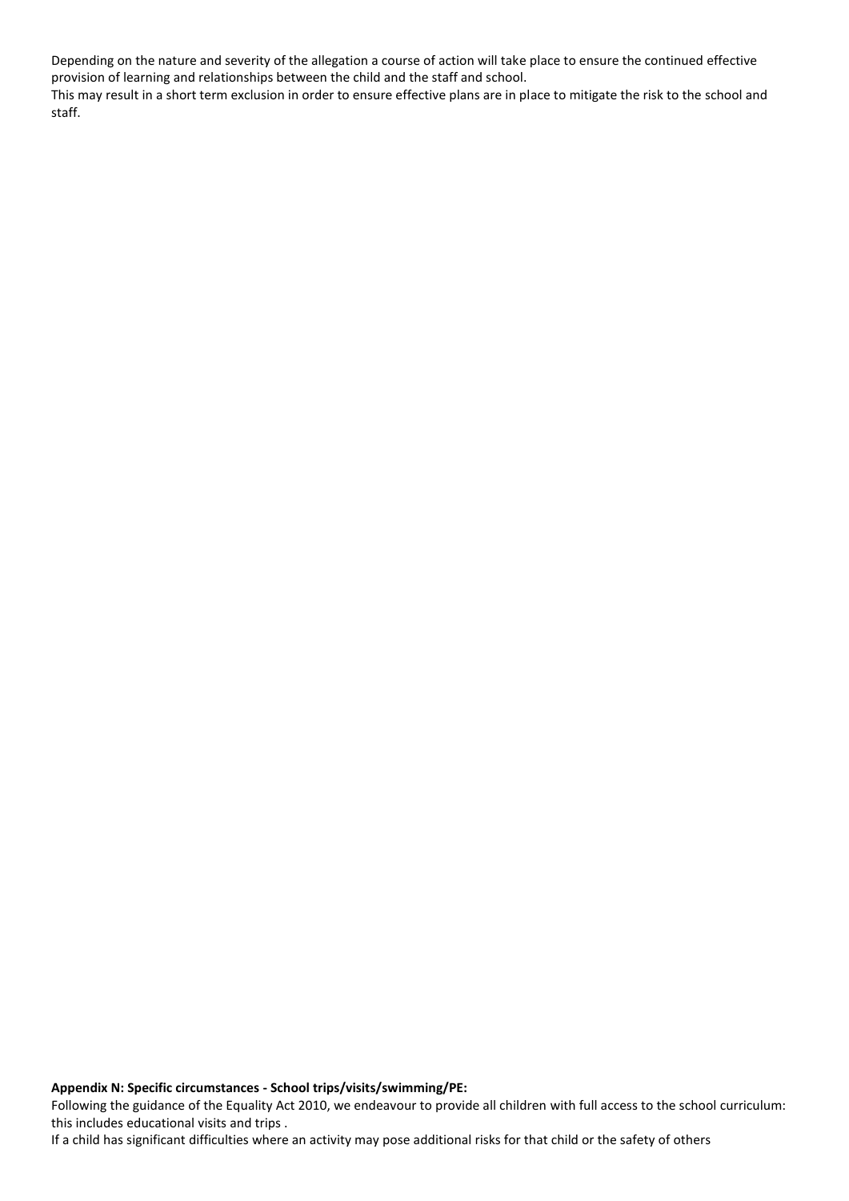Depending on the nature and severity of the allegation a course of action will take place to ensure the continued effective provision of learning and relationships between the child and the staff and school.

This may result in a short term exclusion in order to ensure effective plans are in place to mitigate the risk to the school and staff.

**Appendix N: Specific circumstances - School trips/visits/swimming/PE:**

Following the guidance of the Equality Act 2010, we endeavour to provide all children with full access to the school curriculum: this includes educational visits and trips .

If a child has significant difficulties where an activity may pose additional risks for that child or the safety of others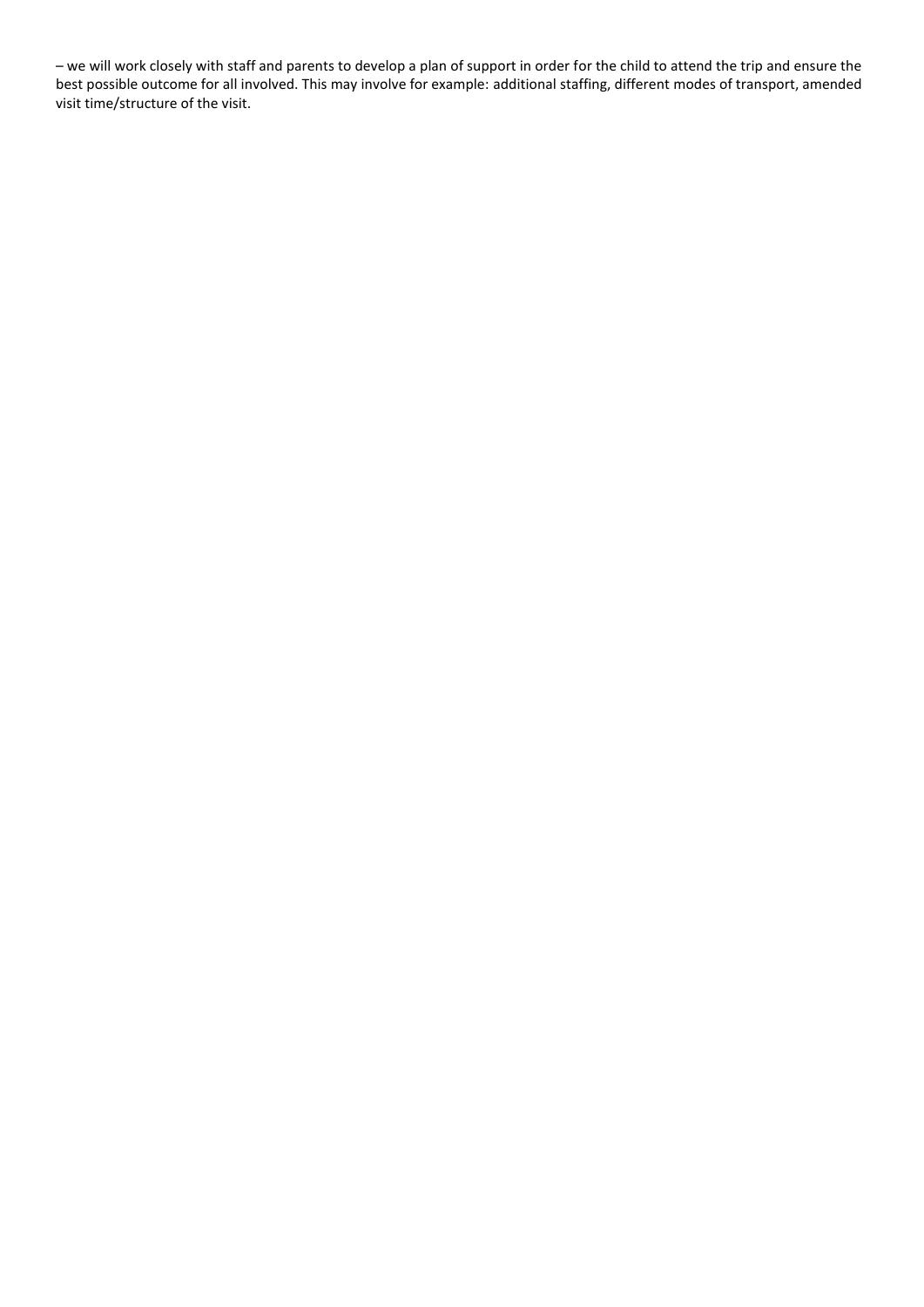– we will work closely with staff and parents to develop a plan of support in order for the child to attend the trip and ensure the best possible outcome for all involved. This may involve for example: additional staffing, different modes of transport, amended visit time/structure of the visit.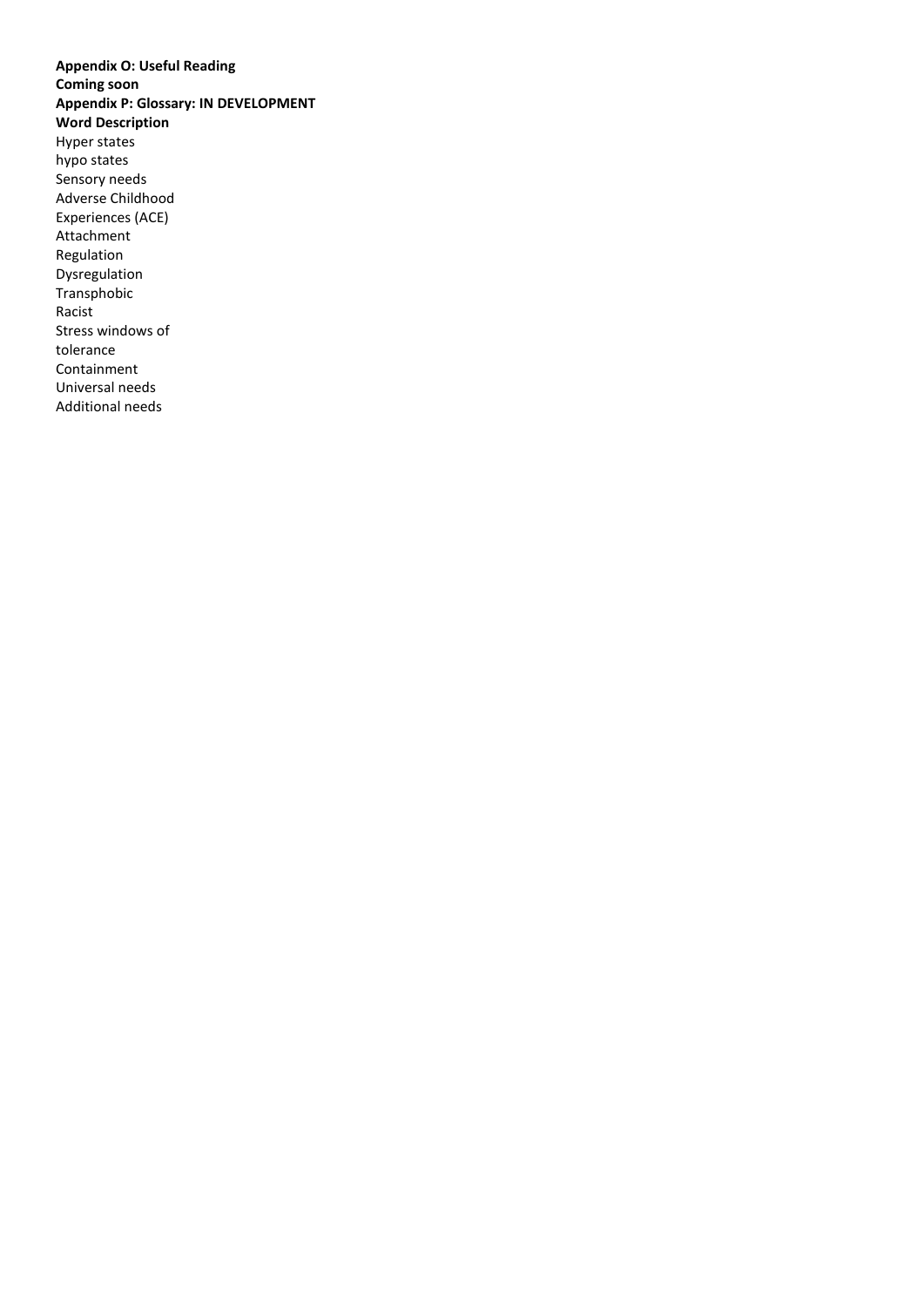**Appendix O: Useful Reading**

**Coming soon**

**Appendix P: Glossary: IN DEVELOPMENT**

| Word | Description |
| --- | --- |
| Hyper states | |
| hypo states | |
| Sensory needs | |
| Adverse Childhood Experiences (ACE) | |
| Attachment | |
| Regulation | |
| Dysregulation | |
| Transphobic | |
| Racist | |
| Stress windows of tolerance | |
| Containment | |
| Universal needs | |
| Additional needs | |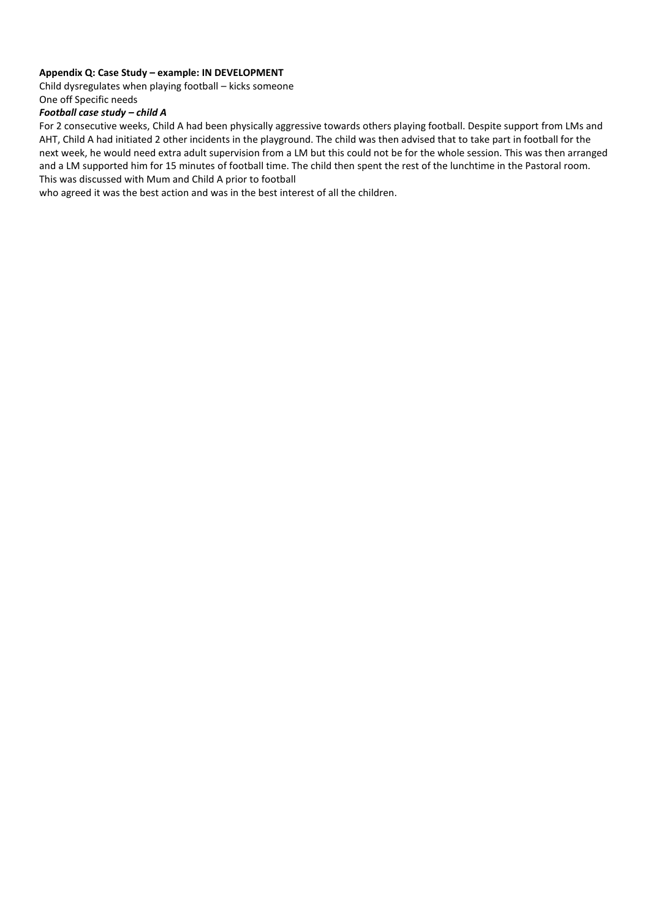**Appendix Q: Case Study – example: IN DEVELOPMENT**

Child dysregulates when playing football – kicks someone

One off Specific needs

***Football case study – child A***

For 2 consecutive weeks, Child A had been physically aggressive towards others playing football. Despite support from LMs and AHT, Child A had initiated 2 other incidents in the playground. The child was then advised that to take part in football for the next week, he would need extra adult supervision from a LM but this could not be for the whole session. This was then arranged and a LM supported him for 15 minutes of football time. The child then spent the rest of the lunchtime in the Pastoral room. This was discussed with Mum and Child A prior to football

who agreed it was the best action and was in the best interest of all the children.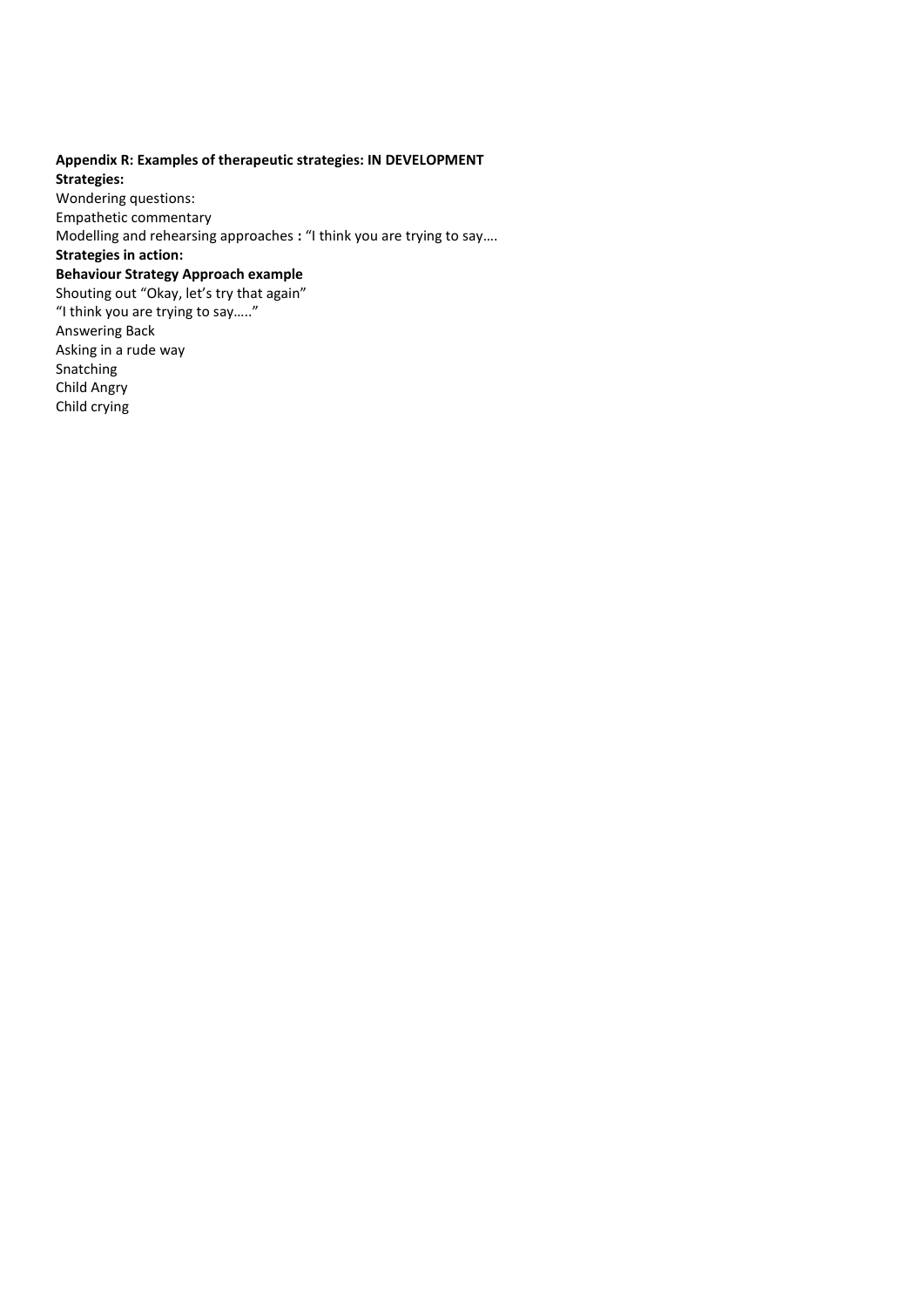**Appendix R: Examples of therapeutic strategies: IN DEVELOPMENT**

**Strategies:**

Wondering questions:

Empathetic commentary

Modelling and rehearsing approaches **:** "I think you are trying to say….

**Strategies in action:**

**Behaviour Strategy Approach example**

Shouting out "Okay, let's try that again"

"I think you are trying to say….."

Answering Back

Asking in a rude way

Snatching

Child Angry

Child crying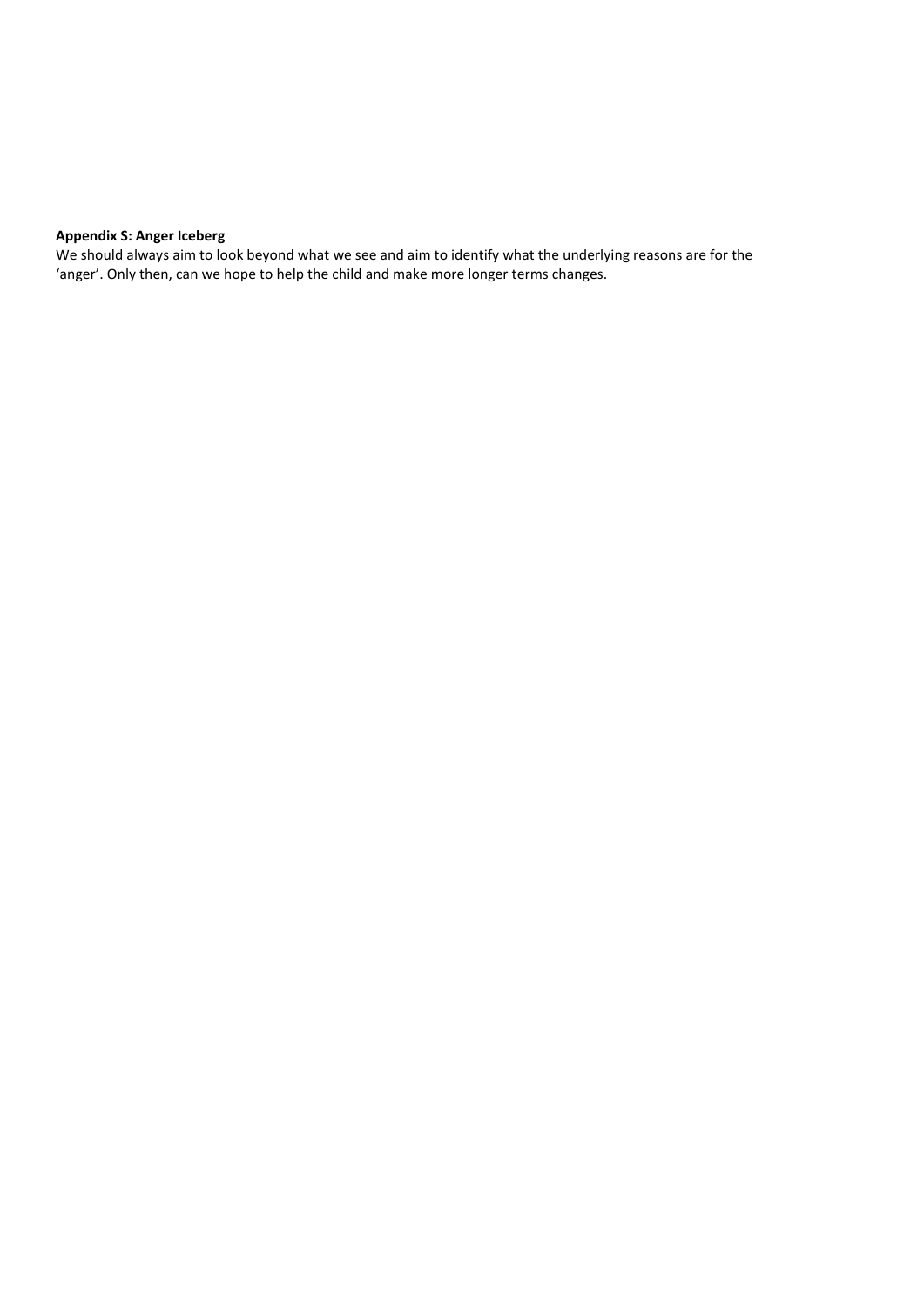**Appendix S: Anger Iceberg**

We should always aim to look beyond what we see and aim to identify what the underlying reasons are for the 'anger'. Only then, can we hope to help the child and make more longer terms changes.